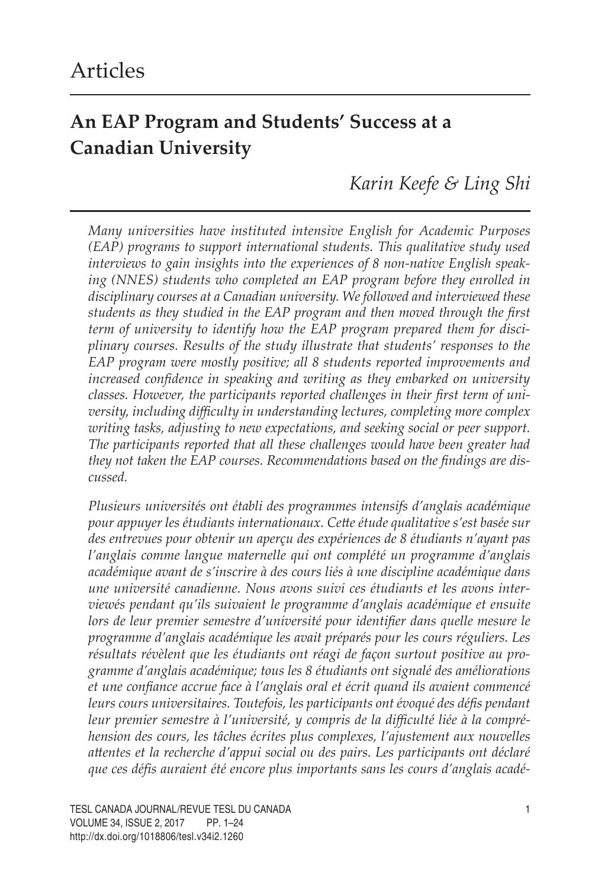# Articles

## An EAP Program and Students' Success at a Canadian University

*Karin Keefe & Ling Shi*

*Many universities have instituted intensive English for Academic Purposes (EAP) programs to support international students. This qualitative study used interviews to gain insights into the experiences of 8 non-native English speaking (NNES) students who completed an EAP program before they enrolled in disciplinary courses at a Canadian university. We followed and interviewed these students as they studied in the EAP program and then moved through the first term of university to identify how the EAP program prepared them for disciplinary courses. Results of the study illustrate that students' responses to the EAP program were mostly positive; all 8 students reported improvements and increased confidence in speaking and writing as they embarked on university classes. However, the participants reported challenges in their first term of university, including difficulty in understanding lectures, completing more complex writing tasks, adjusting to new expectations, and seeking social or peer support. The participants reported that all these challenges would have been greater had they not taken the EAP courses. Recommendations based on the findings are discussed.*

*Plusieurs universités ont établi des programmes intensifs d'anglais académique pour appuyer les étudiants internationaux. Cette étude qualitative s'est basée sur des entrevues pour obtenir un aperçu des expériences de 8 étudiants n'ayant pas l'anglais comme langue maternelle qui ont complété un programme d'anglais académique avant de s'inscrire à des cours liés à une discipline académique dans une université canadienne. Nous avons suivi ces étudiants et les avons interviewés pendant qu'ils suivaient le programme d'anglais académique et ensuite lors de leur premier semestre d'université pour identifier dans quelle mesure le programme d'anglais académique les avait préparés pour les cours réguliers. Les résultats révèlent que les étudiants ont réagi de façon surtout positive au programme d'anglais académique; tous les 8 étudiants ont signalé des améliorations et une confiance accrue face à l'anglais oral et écrit quand ils avaient commencé leurs cours universitaires. Toutefois, les participants ont évoqué des défis pendant leur premier semestre à l'université, y compris de la difficulté liée à la compréhension des cours, les tâches écrites plus complexes, l'ajustement aux nouvelles attentes et la recherche d'appui social ou des pairs. Les participants ont déclaré que ces défis auraient été encore plus importants sans les cours d'anglais acadé-*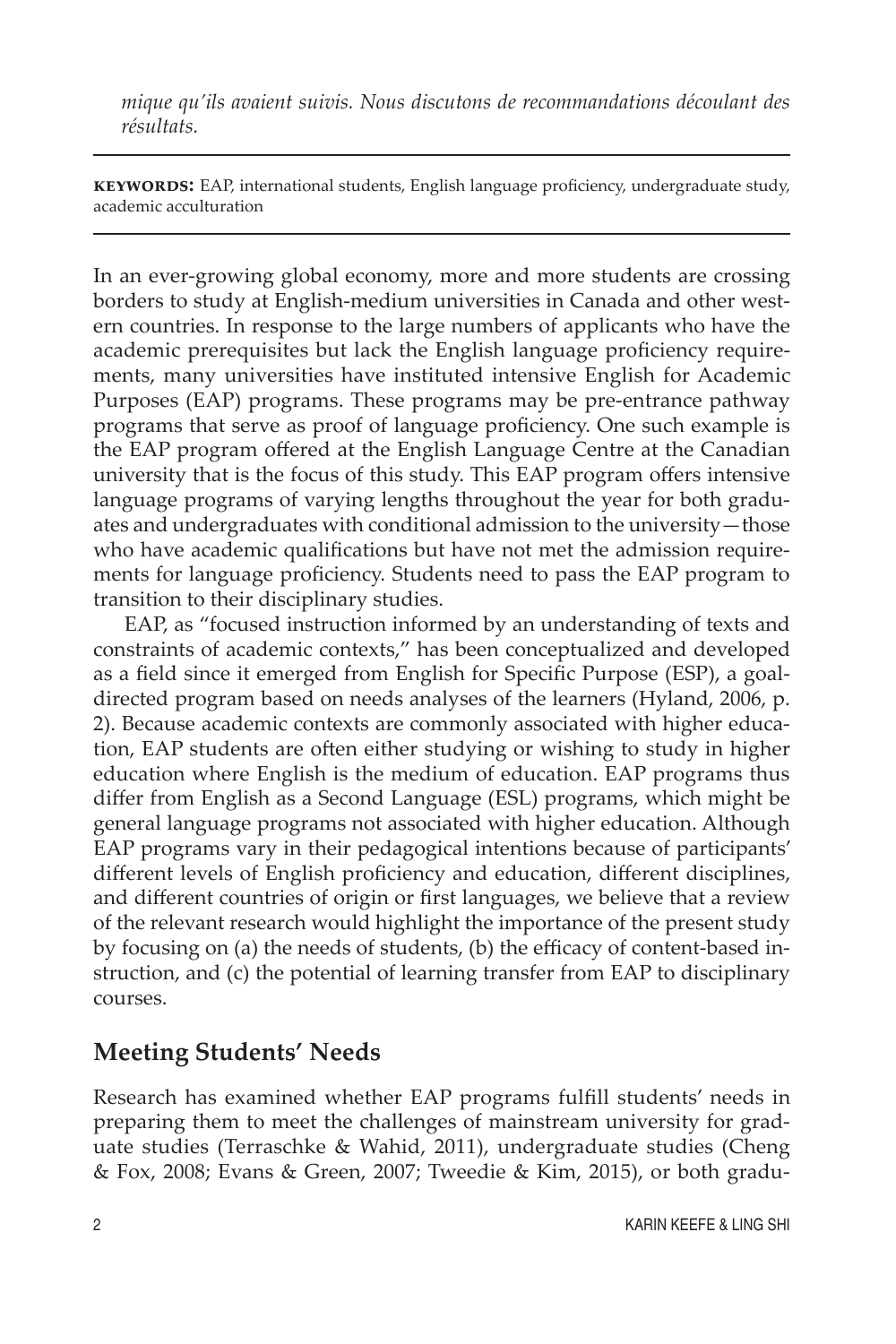*mique qu'ils avaient suivis. Nous discutons de recommandations découlant des résultats.*

**KEYWORDS:** EAP, international students, English language proficiency, undergraduate study, academic acculturation

In an ever-growing global economy, more and more students are crossing borders to study at English-medium universities in Canada and other western countries. In response to the large numbers of applicants who have the academic prerequisites but lack the English language proficiency requirements, many universities have instituted intensive English for Academic Purposes (EAP) programs. These programs may be pre-entrance pathway programs that serve as proof of language proficiency. One such example is the EAP program offered at the English Language Centre at the Canadian university that is the focus of this study. This EAP program offers intensive language programs of varying lengths throughout the year for both graduates and undergraduates with conditional admission to the university—those who have academic qualifications but have not met the admission requirements for language proficiency. Students need to pass the EAP program to transition to their disciplinary studies.

EAP, as "focused instruction informed by an understanding of texts and constraints of academic contexts," has been conceptualized and developed as a field since it emerged from English for Specific Purpose (ESP), a goal-directed program based on needs analyses of the learners (Hyland, 2006, p. 2). Because academic contexts are commonly associated with higher education, EAP students are often either studying or wishing to study in higher education where English is the medium of education. EAP programs thus differ from English as a Second Language (ESL) programs, which might be general language programs not associated with higher education. Although EAP programs vary in their pedagogical intentions because of participants' different levels of English proficiency and education, different disciplines, and different countries of origin or first languages, we believe that a review of the relevant research would highlight the importance of the present study by focusing on (a) the needs of students, (b) the efficacy of content-based instruction, and (c) the potential of learning transfer from EAP to disciplinary courses.

## Meeting Students' Needs

Research has examined whether EAP programs fulfill students' needs in preparing them to meet the challenges of mainstream university for graduate studies (Terraschke & Wahid, 2011), undergraduate studies (Cheng & Fox, 2008; Evans & Green, 2007; Tweedie & Kim, 2015), or both gradu-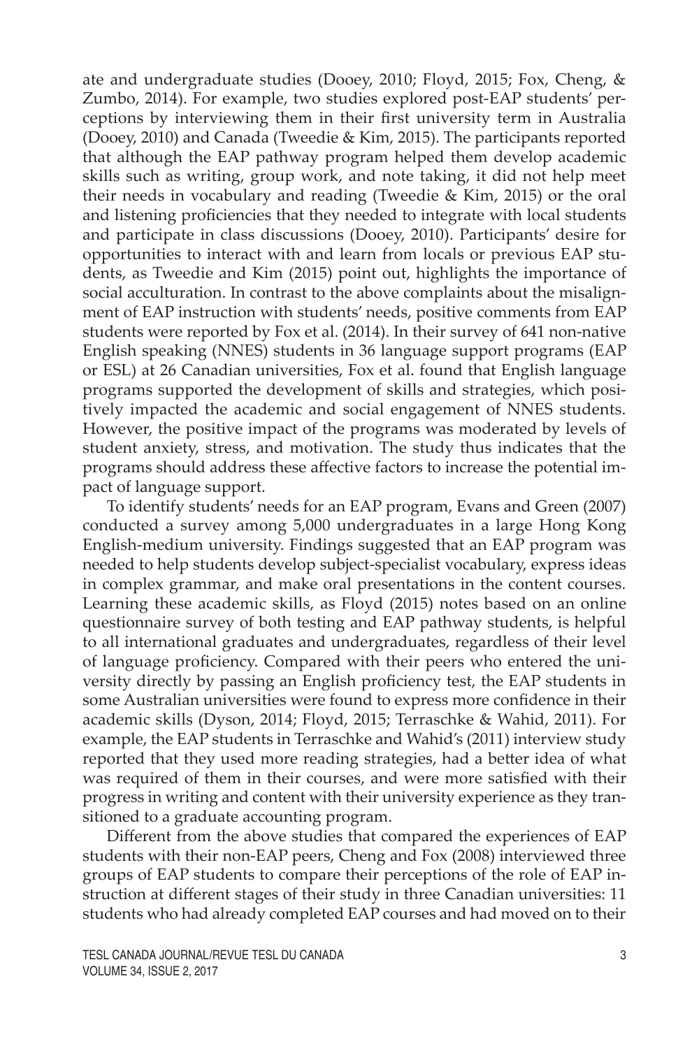ate and undergraduate studies (Dooey, 2010; Floyd, 2015; Fox, Cheng, & Zumbo, 2014). For example, two studies explored post-EAP students' perceptions by interviewing them in their first university term in Australia (Dooey, 2010) and Canada (Tweedie & Kim, 2015). The participants reported that although the EAP pathway program helped them develop academic skills such as writing, group work, and note taking, it did not help meet their needs in vocabulary and reading (Tweedie & Kim, 2015) or the oral and listening proficiencies that they needed to integrate with local students and participate in class discussions (Dooey, 2010). Participants' desire for opportunities to interact with and learn from locals or previous EAP students, as Tweedie and Kim (2015) point out, highlights the importance of social acculturation. In contrast to the above complaints about the misalignment of EAP instruction with students' needs, positive comments from EAP students were reported by Fox et al. (2014). In their survey of 641 non-native English speaking (NNES) students in 36 language support programs (EAP or ESL) at 26 Canadian universities, Fox et al. found that English language programs supported the development of skills and strategies, which positively impacted the academic and social engagement of NNES students. However, the positive impact of the programs was moderated by levels of student anxiety, stress, and motivation. The study thus indicates that the programs should address these affective factors to increase the potential impact of language support.

To identify students' needs for an EAP program, Evans and Green (2007) conducted a survey among 5,000 undergraduates in a large Hong Kong English-medium university. Findings suggested that an EAP program was needed to help students develop subject-specialist vocabulary, express ideas in complex grammar, and make oral presentations in the content courses. Learning these academic skills, as Floyd (2015) notes based on an online questionnaire survey of both testing and EAP pathway students, is helpful to all international graduates and undergraduates, regardless of their level of language proficiency. Compared with their peers who entered the university directly by passing an English proficiency test, the EAP students in some Australian universities were found to express more confidence in their academic skills (Dyson, 2014; Floyd, 2015; Terraschke & Wahid, 2011). For example, the EAP students in Terraschke and Wahid's (2011) interview study reported that they used more reading strategies, had a better idea of what was required of them in their courses, and were more satisfied with their progress in writing and content with their university experience as they transitioned to a graduate accounting program.

Different from the above studies that compared the experiences of EAP students with their non-EAP peers, Cheng and Fox (2008) interviewed three groups of EAP students to compare their perceptions of the role of EAP instruction at different stages of their study in three Canadian universities: 11 students who had already completed EAP courses and had moved on to their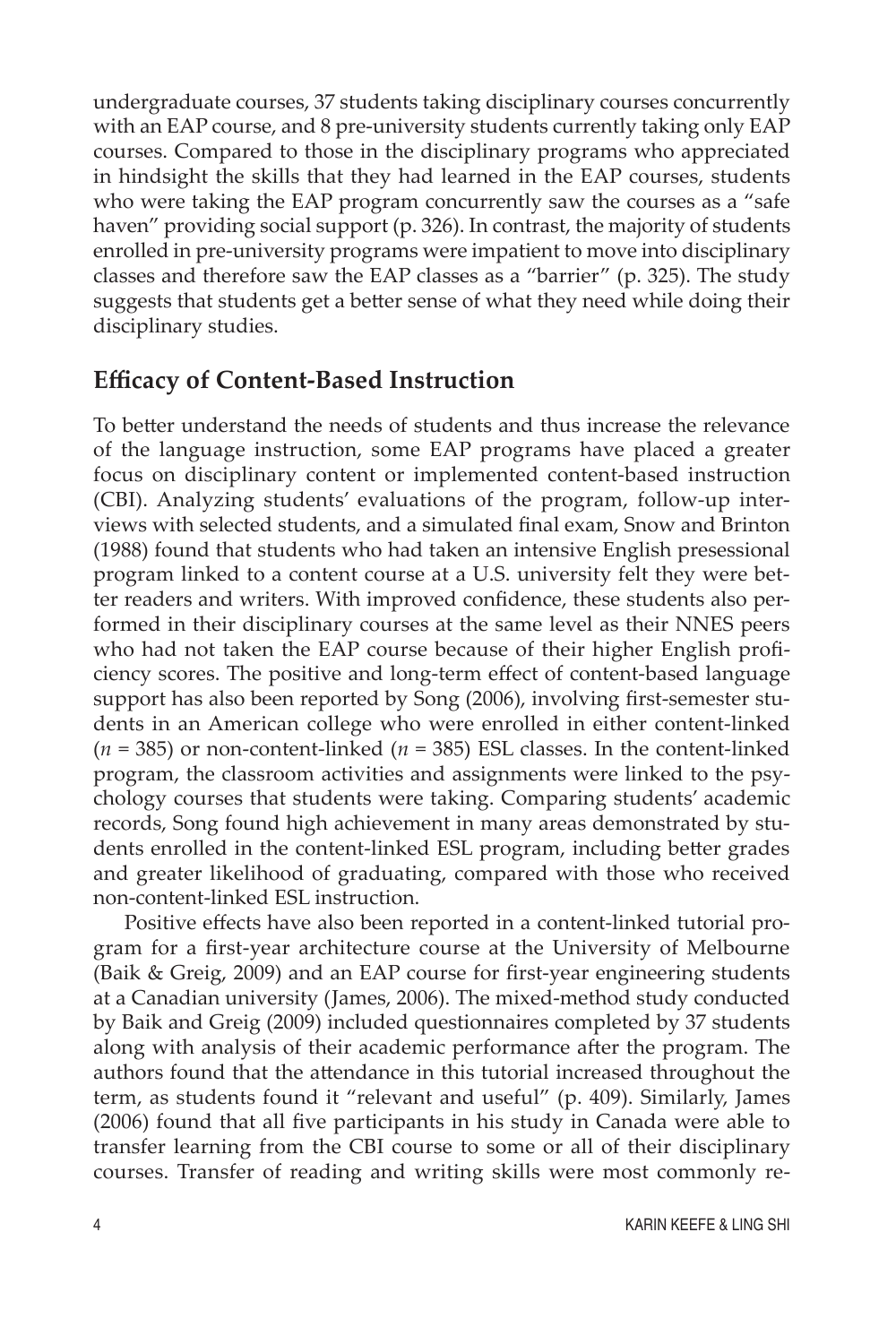undergraduate courses, 37 students taking disciplinary courses concurrently with an EAP course, and 8 pre-university students currently taking only EAP courses. Compared to those in the disciplinary programs who appreciated in hindsight the skills that they had learned in the EAP courses, students who were taking the EAP program concurrently saw the courses as a "safe haven" providing social support (p. 326). In contrast, the majority of students enrolled in pre-university programs were impatient to move into disciplinary classes and therefore saw the EAP classes as a "barrier" (p. 325). The study suggests that students get a better sense of what they need while doing their disciplinary studies.

## Efficacy of Content-Based Instruction

To better understand the needs of students and thus increase the relevance of the language instruction, some EAP programs have placed a greater focus on disciplinary content or implemented content-based instruction (CBI). Analyzing students' evaluations of the program, follow-up interviews with selected students, and a simulated final exam, Snow and Brinton (1988) found that students who had taken an intensive English presessional program linked to a content course at a U.S. university felt they were better readers and writers. With improved confidence, these students also performed in their disciplinary courses at the same level as their NNES peers who had not taken the EAP course because of their higher English proficiency scores. The positive and long-term effect of content-based language support has also been reported by Song (2006), involving first-semester students in an American college who were enrolled in either content-linked ($n$ = 385) or non-content-linked ($n$ = 385) ESL classes. In the content-linked program, the classroom activities and assignments were linked to the psychology courses that students were taking. Comparing students' academic records, Song found high achievement in many areas demonstrated by students enrolled in the content-linked ESL program, including better grades and greater likelihood of graduating, compared with those who received non-content-linked ESL instruction.

Positive effects have also been reported in a content-linked tutorial program for a first-year architecture course at the University of Melbourne (Baik & Greig, 2009) and an EAP course for first-year engineering students at a Canadian university (James, 2006). The mixed-method study conducted by Baik and Greig (2009) included questionnaires completed by 37 students along with analysis of their academic performance after the program. The authors found that the attendance in this tutorial increased throughout the term, as students found it "relevant and useful" (p. 409). Similarly, James (2006) found that all five participants in his study in Canada were able to transfer learning from the CBI course to some or all of their disciplinary courses. Transfer of reading and writing skills were most commonly re-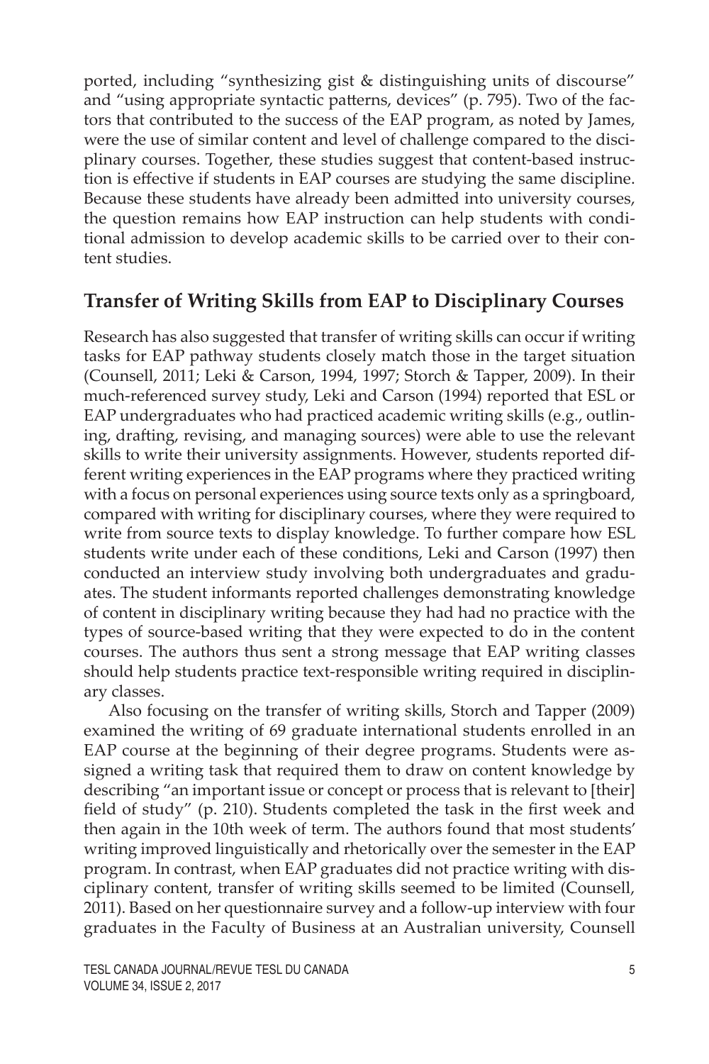ported, including "synthesizing gist & distinguishing units of discourse" and "using appropriate syntactic patterns, devices" (p. 795). Two of the factors that contributed to the success of the EAP program, as noted by James, were the use of similar content and level of challenge compared to the disciplinary courses. Together, these studies suggest that content-based instruction is effective if students in EAP courses are studying the same discipline. Because these students have already been admitted into university courses, the question remains how EAP instruction can help students with conditional admission to develop academic skills to be carried over to their content studies.

## Transfer of Writing Skills from EAP to Disciplinary Courses

Research has also suggested that transfer of writing skills can occur if writing tasks for EAP pathway students closely match those in the target situation (Counsell, 2011; Leki & Carson, 1994, 1997; Storch & Tapper, 2009). In their much-referenced survey study, Leki and Carson (1994) reported that ESL or EAP undergraduates who had practiced academic writing skills (e.g., outlining, drafting, revising, and managing sources) were able to use the relevant skills to write their university assignments. However, students reported different writing experiences in the EAP programs where they practiced writing with a focus on personal experiences using source texts only as a springboard, compared with writing for disciplinary courses, where they were required to write from source texts to display knowledge. To further compare how ESL students write under each of these conditions, Leki and Carson (1997) then conducted an interview study involving both undergraduates and graduates. The student informants reported challenges demonstrating knowledge of content in disciplinary writing because they had had no practice with the types of source-based writing that they were expected to do in the content courses. The authors thus sent a strong message that EAP writing classes should help students practice text-responsible writing required in disciplinary classes.

Also focusing on the transfer of writing skills, Storch and Tapper (2009) examined the writing of 69 graduate international students enrolled in an EAP course at the beginning of their degree programs. Students were assigned a writing task that required them to draw on content knowledge by describing "an important issue or concept or process that is relevant to [their] field of study" (p. 210). Students completed the task in the first week and then again in the 10th week of term. The authors found that most students' writing improved linguistically and rhetorically over the semester in the EAP program. In contrast, when EAP graduates did not practice writing with disciplinary content, transfer of writing skills seemed to be limited (Counsell, 2011). Based on her questionnaire survey and a follow-up interview with four graduates in the Faculty of Business at an Australian university, Counsell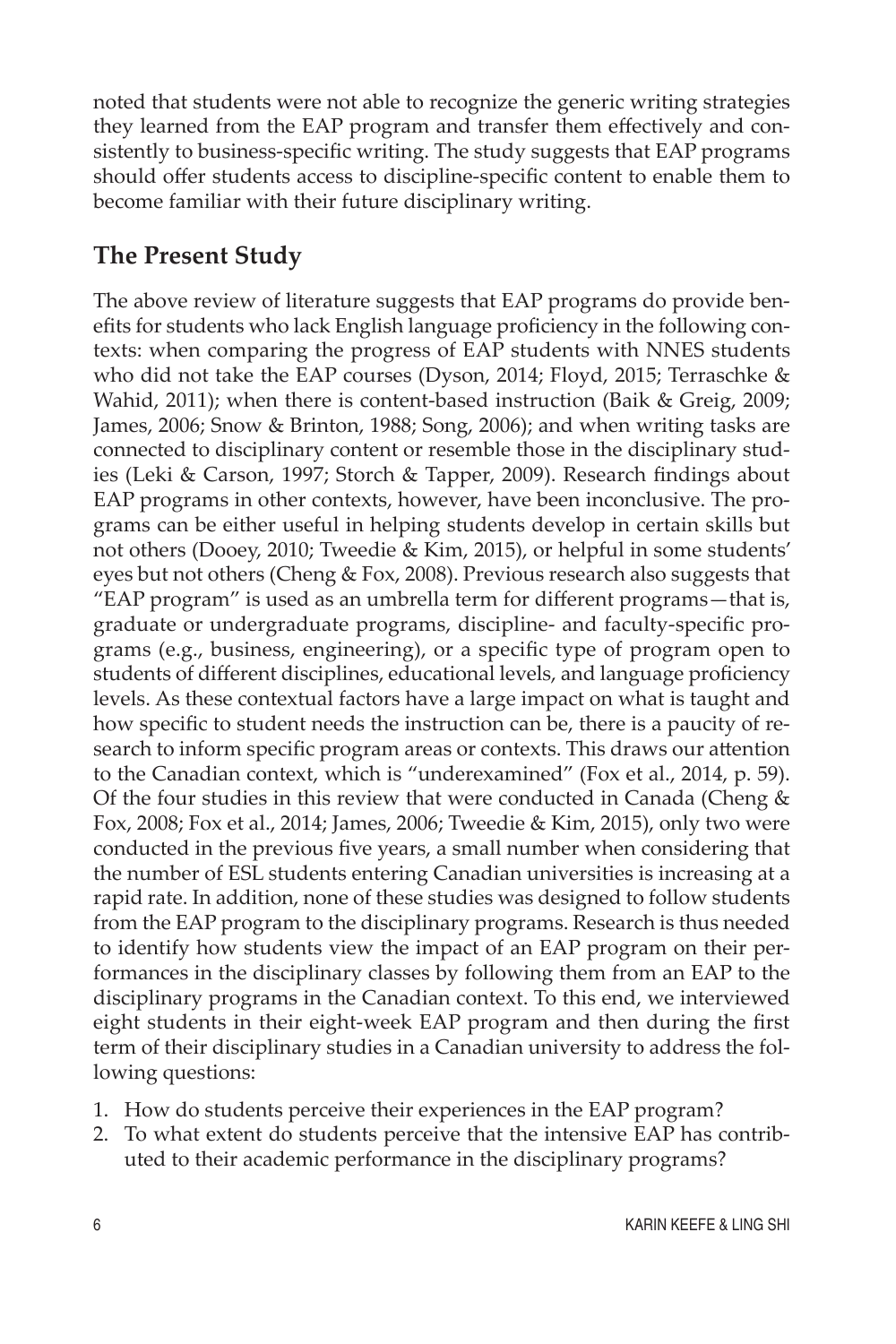noted that students were not able to recognize the generic writing strategies they learned from the EAP program and transfer them effectively and consistently to business-specific writing. The study suggests that EAP programs should offer students access to discipline-specific content to enable them to become familiar with their future disciplinary writing.

## The Present Study

The above review of literature suggests that EAP programs do provide benefits for students who lack English language proficiency in the following contexts: when comparing the progress of EAP students with NNES students who did not take the EAP courses (Dyson, 2014; Floyd, 2015; Terraschke & Wahid, 2011); when there is content-based instruction (Baik & Greig, 2009; James, 2006; Snow & Brinton, 1988; Song, 2006); and when writing tasks are connected to disciplinary content or resemble those in the disciplinary studies (Leki & Carson, 1997; Storch & Tapper, 2009). Research findings about EAP programs in other contexts, however, have been inconclusive. The programs can be either useful in helping students develop in certain skills but not others (Dooey, 2010; Tweedie & Kim, 2015), or helpful in some students' eyes but not others (Cheng & Fox, 2008). Previous research also suggests that "EAP program" is used as an umbrella term for different programs—that is, graduate or undergraduate programs, discipline- and faculty-specific programs (e.g., business, engineering), or a specific type of program open to students of different disciplines, educational levels, and language proficiency levels. As these contextual factors have a large impact on what is taught and how specific to student needs the instruction can be, there is a paucity of research to inform specific program areas or contexts. This draws our attention to the Canadian context, which is "underexamined" (Fox et al., 2014, p. 59). Of the four studies in this review that were conducted in Canada (Cheng & Fox, 2008; Fox et al., 2014; James, 2006; Tweedie & Kim, 2015), only two were conducted in the previous five years, a small number when considering that the number of ESL students entering Canadian universities is increasing at a rapid rate. In addition, none of these studies was designed to follow students from the EAP program to the disciplinary programs. Research is thus needed to identify how students view the impact of an EAP program on their performances in the disciplinary classes by following them from an EAP to the disciplinary programs in the Canadian context. To this end, we interviewed eight students in their eight-week EAP program and then during the first term of their disciplinary studies in a Canadian university to address the following questions:

1. How do students perceive their experiences in the EAP program?
2. To what extent do students perceive that the intensive EAP has contributed to their academic performance in the disciplinary programs?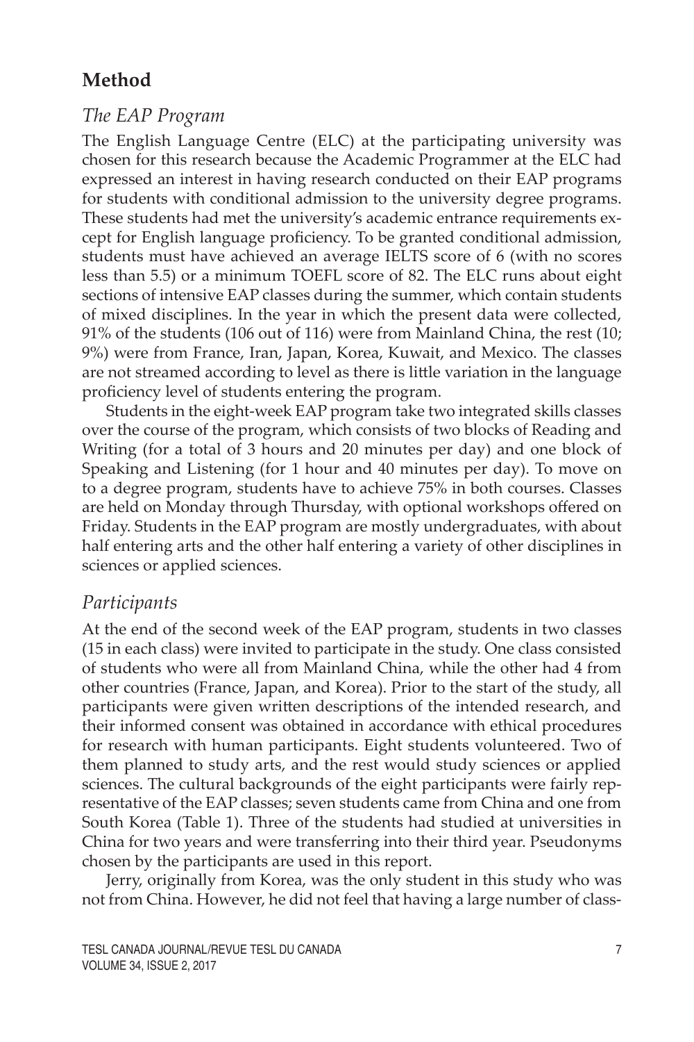## Method

### *The EAP Program*

The English Language Centre (ELC) at the participating university was chosen for this research because the Academic Programmer at the ELC had expressed an interest in having research conducted on their EAP programs for students with conditional admission to the university degree programs. These students had met the university's academic entrance requirements except for English language proficiency. To be granted conditional admission, students must have achieved an average IELTS score of 6 (with no scores less than 5.5) or a minimum TOEFL score of 82. The ELC runs about eight sections of intensive EAP classes during the summer, which contain students of mixed disciplines. In the year in which the present data were collected, 91% of the students (106 out of 116) were from Mainland China, the rest (10; 9%) were from France, Iran, Japan, Korea, Kuwait, and Mexico. The classes are not streamed according to level as there is little variation in the language proficiency level of students entering the program.

Students in the eight-week EAP program take two integrated skills classes over the course of the program, which consists of two blocks of Reading and Writing (for a total of 3 hours and 20 minutes per day) and one block of Speaking and Listening (for 1 hour and 40 minutes per day). To move on to a degree program, students have to achieve 75% in both courses. Classes are held on Monday through Thursday, with optional workshops offered on Friday. Students in the EAP program are mostly undergraduates, with about half entering arts and the other half entering a variety of other disciplines in sciences or applied sciences.

### *Participants*

At the end of the second week of the EAP program, students in two classes (15 in each class) were invited to participate in the study. One class consisted of students who were all from Mainland China, while the other had 4 from other countries (France, Japan, and Korea). Prior to the start of the study, all participants were given written descriptions of the intended research, and their informed consent was obtained in accordance with ethical procedures for research with human participants. Eight students volunteered. Two of them planned to study arts, and the rest would study sciences or applied sciences. The cultural backgrounds of the eight participants were fairly representative of the EAP classes; seven students came from China and one from South Korea (Table 1). Three of the students had studied at universities in China for two years and were transferring into their third year. Pseudonyms chosen by the participants are used in this report.

Jerry, originally from Korea, was the only student in this study who was not from China. However, he did not feel that having a large number of class-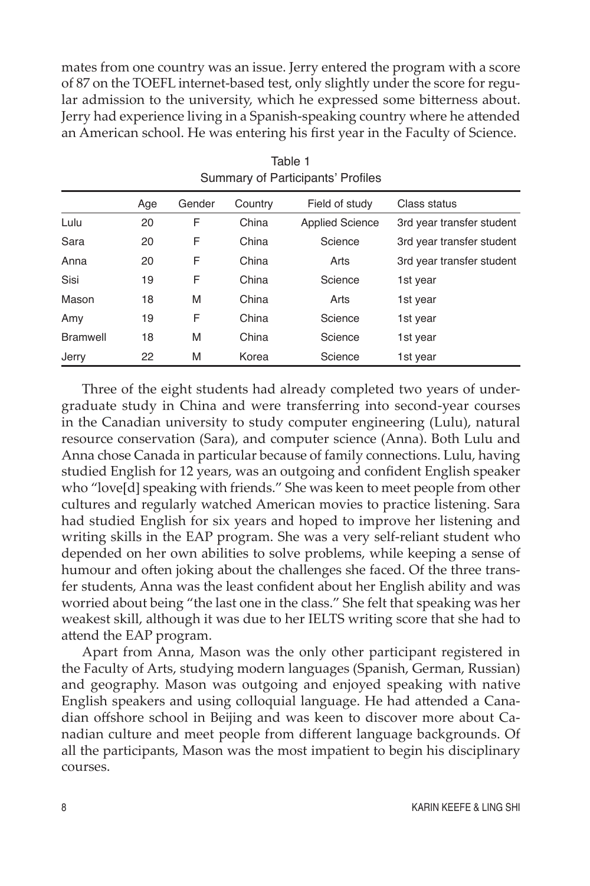mates from one country was an issue. Jerry entered the program with a score of 87 on the TOEFL internet-based test, only slightly under the score for regular admission to the university, which he expressed some bitterness about. Jerry had experience living in a Spanish-speaking country where he attended an American school. He was entering his first year in the Faculty of Science.

Table 1
Summary of Participants' Profiles

| | Age | Gender | Country | Field of study | Class status |
|---|---|---|---|---|---|
| Lulu | 20 | F | China | Applied Science | 3rd year transfer student |
| Sara | 20 | F | China | Science | 3rd year transfer student |
| Anna | 20 | F | China | Arts | 3rd year transfer student |
| Sisi | 19 | F | China | Science | 1st year |
| Mason | 18 | M | China | Arts | 1st year |
| Amy | 19 | F | China | Science | 1st year |
| Bramwell | 18 | M | China | Science | 1st year |
| Jerry | 22 | M | Korea | Science | 1st year |

Three of the eight students had already completed two years of undergraduate study in China and were transferring into second-year courses in the Canadian university to study computer engineering (Lulu), natural resource conservation (Sara), and computer science (Anna). Both Lulu and Anna chose Canada in particular because of family connections. Lulu, having studied English for 12 years, was an outgoing and confident English speaker who "love[d] speaking with friends." She was keen to meet people from other cultures and regularly watched American movies to practice listening. Sara had studied English for six years and hoped to improve her listening and writing skills in the EAP program. She was a very self-reliant student who depended on her own abilities to solve problems, while keeping a sense of humour and often joking about the challenges she faced. Of the three transfer students, Anna was the least confident about her English ability and was worried about being "the last one in the class." She felt that speaking was her weakest skill, although it was due to her IELTS writing score that she had to attend the EAP program.

Apart from Anna, Mason was the only other participant registered in the Faculty of Arts, studying modern languages (Spanish, German, Russian) and geography. Mason was outgoing and enjoyed speaking with native English speakers and using colloquial language. He had attended a Canadian offshore school in Beijing and was keen to discover more about Canadian culture and meet people from different language backgrounds. Of all the participants, Mason was the most impatient to begin his disciplinary courses.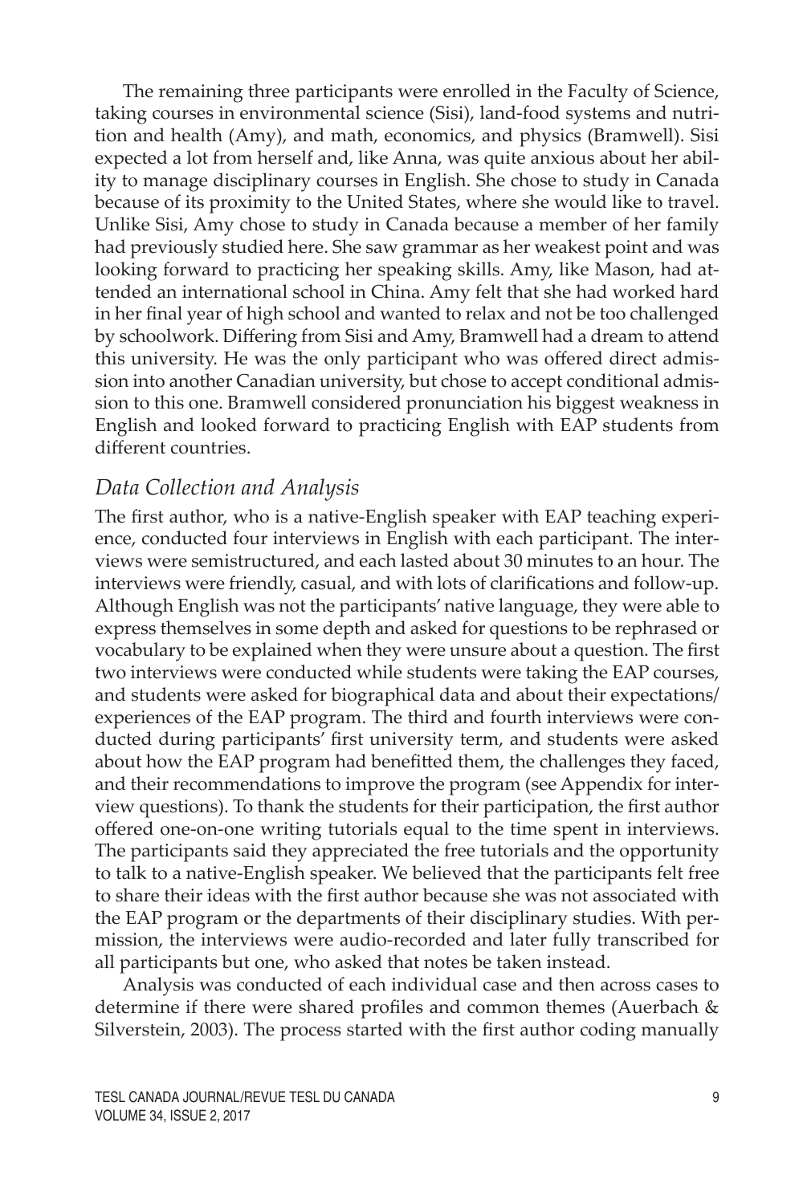The remaining three participants were enrolled in the Faculty of Science, taking courses in environmental science (Sisi), land-food systems and nutrition and health (Amy), and math, economics, and physics (Bramwell). Sisi expected a lot from herself and, like Anna, was quite anxious about her ability to manage disciplinary courses in English. She chose to study in Canada because of its proximity to the United States, where she would like to travel. Unlike Sisi, Amy chose to study in Canada because a member of her family had previously studied here. She saw grammar as her weakest point and was looking forward to practicing her speaking skills. Amy, like Mason, had attended an international school in China. Amy felt that she had worked hard in her final year of high school and wanted to relax and not be too challenged by schoolwork. Differing from Sisi and Amy, Bramwell had a dream to attend this university. He was the only participant who was offered direct admission into another Canadian university, but chose to accept conditional admission to this one. Bramwell considered pronunciation his biggest weakness in English and looked forward to practicing English with EAP students from different countries.

### *Data Collection and Analysis*

The first author, who is a native-English speaker with EAP teaching experience, conducted four interviews in English with each participant. The interviews were semistructured, and each lasted about 30 minutes to an hour. The interviews were friendly, casual, and with lots of clarifications and follow-up. Although English was not the participants' native language, they were able to express themselves in some depth and asked for questions to be rephrased or vocabulary to be explained when they were unsure about a question. The first two interviews were conducted while students were taking the EAP courses, and students were asked for biographical data and about their expectations/experiences of the EAP program. The third and fourth interviews were conducted during participants' first university term, and students were asked about how the EAP program had benefitted them, the challenges they faced, and their recommendations to improve the program (see Appendix for interview questions). To thank the students for their participation, the first author offered one-on-one writing tutorials equal to the time spent in interviews. The participants said they appreciated the free tutorials and the opportunity to talk to a native-English speaker. We believed that the participants felt free to share their ideas with the first author because she was not associated with the EAP program or the departments of their disciplinary studies. With permission, the interviews were audio-recorded and later fully transcribed for all participants but one, who asked that notes be taken instead.

Analysis was conducted of each individual case and then across cases to determine if there were shared profiles and common themes (Auerbach & Silverstein, 2003). The process started with the first author coding manually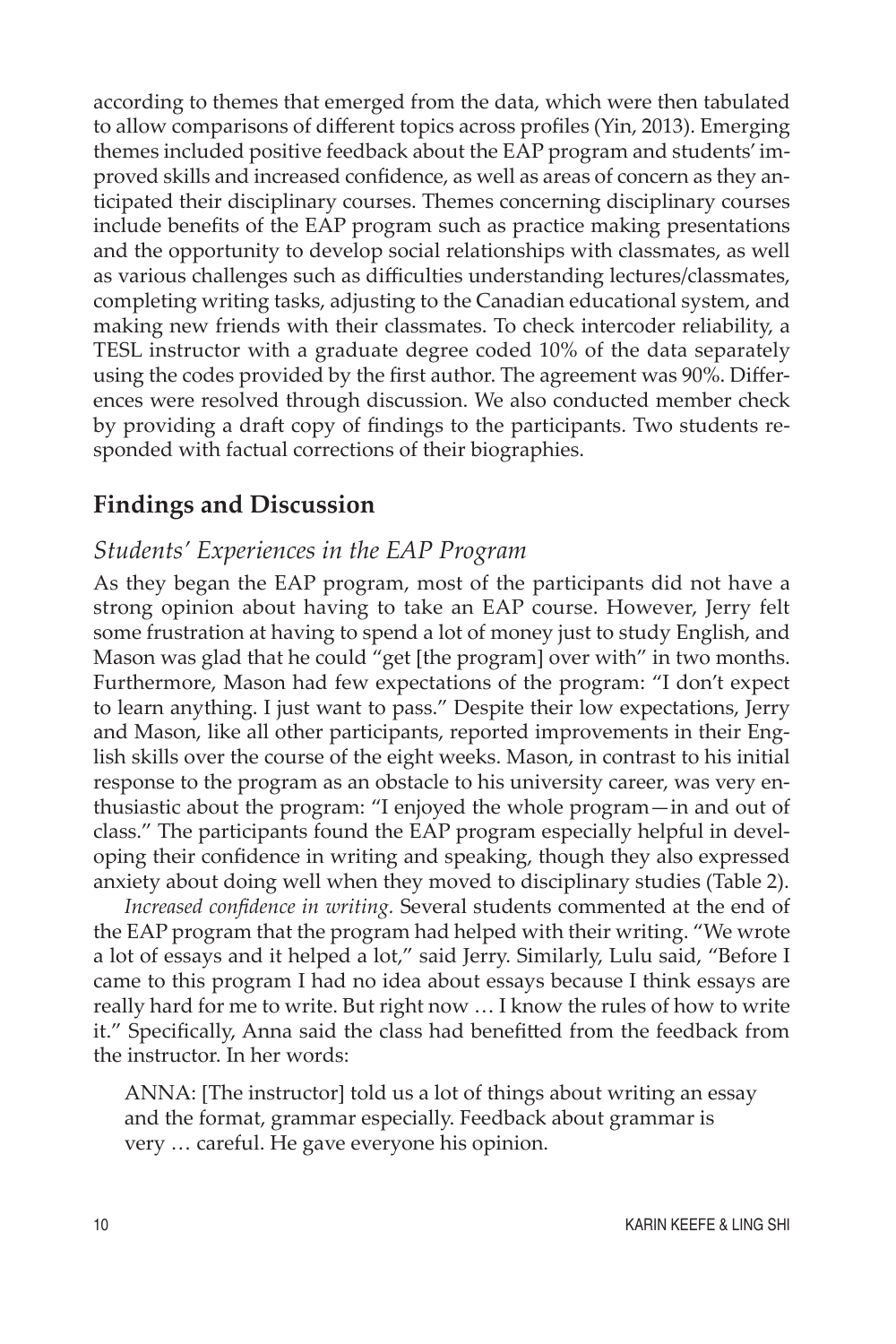according to themes that emerged from the data, which were then tabulated to allow comparisons of different topics across profiles (Yin, 2013). Emerging themes included positive feedback about the EAP program and students' improved skills and increased confidence, as well as areas of concern as they anticipated their disciplinary courses. Themes concerning disciplinary courses include benefits of the EAP program such as practice making presentations and the opportunity to develop social relationships with classmates, as well as various challenges such as difficulties understanding lectures/classmates, completing writing tasks, adjusting to the Canadian educational system, and making new friends with their classmates. To check intercoder reliability, a TESL instructor with a graduate degree coded 10% of the data separately using the codes provided by the first author. The agreement was 90%. Differences were resolved through discussion. We also conducted member check by providing a draft copy of findings to the participants. Two students responded with factual corrections of their biographies.

## Findings and Discussion

### *Students' Experiences in the EAP Program*

As they began the EAP program, most of the participants did not have a strong opinion about having to take an EAP course. However, Jerry felt some frustration at having to spend a lot of money just to study English, and Mason was glad that he could "get [the program] over with" in two months. Furthermore, Mason had few expectations of the program: "I don't expect to learn anything. I just want to pass." Despite their low expectations, Jerry and Mason, like all other participants, reported improvements in their English skills over the course of the eight weeks. Mason, in contrast to his initial response to the program as an obstacle to his university career, was very enthusiastic about the program: "I enjoyed the whole program—in and out of class." The participants found the EAP program especially helpful in developing their confidence in writing and speaking, though they also expressed anxiety about doing well when they moved to disciplinary studies (Table 2).

*Increased confidence in writing.* Several students commented at the end of the EAP program that the program had helped with their writing. "We wrote a lot of essays and it helped a lot," said Jerry. Similarly, Lulu said, "Before I came to this program I had no idea about essays because I think essays are really hard for me to write. But right now … I know the rules of how to write it." Specifically, Anna said the class had benefitted from the feedback from the instructor. In her words:

> ANNA: [The instructor] told us a lot of things about writing an essay and the format, grammar especially. Feedback about grammar is very … careful. He gave everyone his opinion.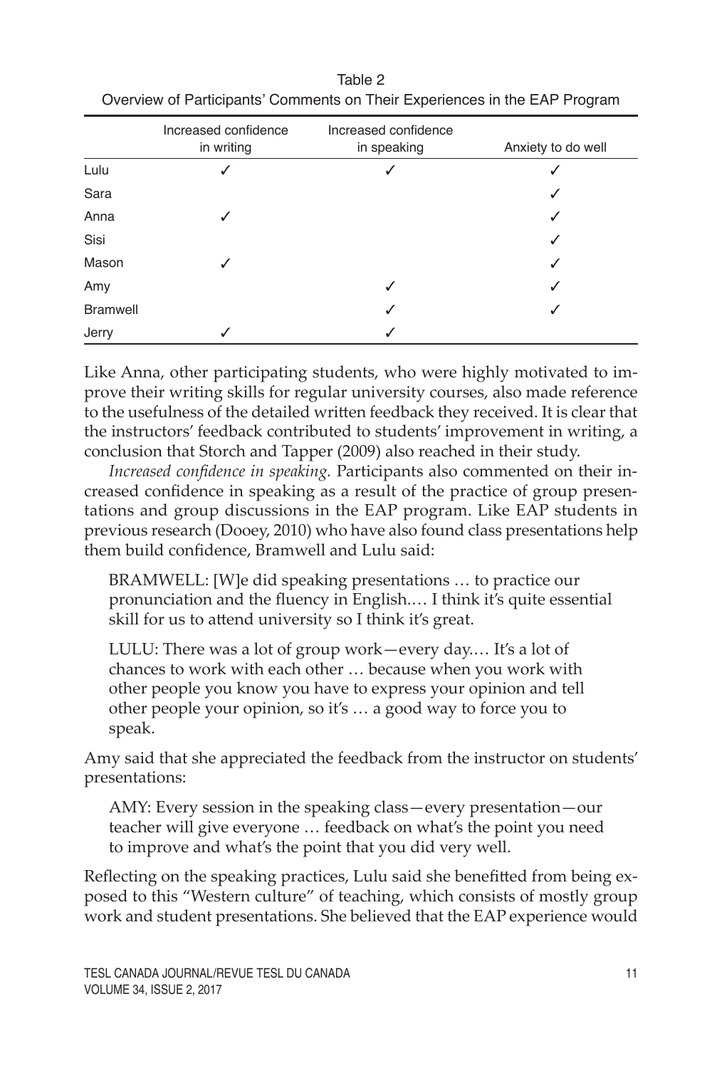Table 2
Overview of Participants' Comments on Their Experiences in the EAP Program

| | Increased confidence in writing | Increased confidence in speaking | Anxiety to do well |
|---|---|---|---|
| Lulu | ✓ | ✓ | ✓ |
| Sara | | | ✓ |
| Anna | ✓ | | ✓ |
| Sisi | | | ✓ |
| Mason | ✓ | | ✓ |
| Amy | | ✓ | ✓ |
| Bramwell | | ✓ | ✓ |
| Jerry | ✓ | ✓ | |

Like Anna, other participating students, who were highly motivated to improve their writing skills for regular university courses, also made reference to the usefulness of the detailed written feedback they received. It is clear that the instructors' feedback contributed to students' improvement in writing, a conclusion that Storch and Tapper (2009) also reached in their study.

*Increased confidence in speaking.* Participants also commented on their increased confidence in speaking as a result of the practice of group presentations and group discussions in the EAP program. Like EAP students in previous research (Dooey, 2010) who have also found class presentations help them build confidence, Bramwell and Lulu said:

> BRAMWELL: [W]e did speaking presentations … to practice our pronunciation and the fluency in English.… I think it's quite essential skill for us to attend university so I think it's great.

> LULU: There was a lot of group work—every day.… It's a lot of chances to work with each other … because when you work with other people you know you have to express your opinion and tell other people your opinion, so it's … a good way to force you to speak.

Amy said that she appreciated the feedback from the instructor on students' presentations:

> AMY: Every session in the speaking class—every presentation—our teacher will give everyone … feedback on what's the point you need to improve and what's the point that you did very well.

Reflecting on the speaking practices, Lulu said she benefitted from being exposed to this "Western culture" of teaching, which consists of mostly group work and student presentations. She believed that the EAP experience would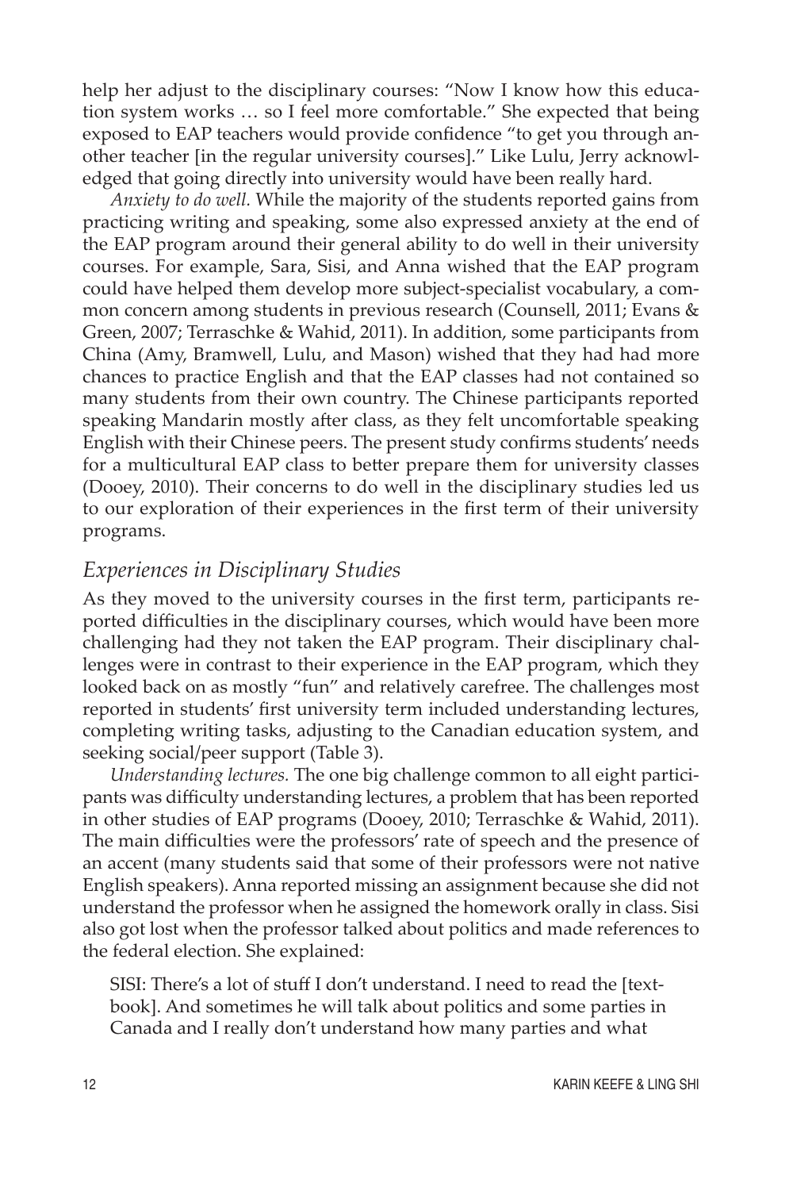help her adjust to the disciplinary courses: "Now I know how this education system works … so I feel more comfortable." She expected that being exposed to EAP teachers would provide confidence "to get you through another teacher [in the regular university courses]." Like Lulu, Jerry acknowledged that going directly into university would have been really hard.

*Anxiety to do well.* While the majority of the students reported gains from practicing writing and speaking, some also expressed anxiety at the end of the EAP program around their general ability to do well in their university courses. For example, Sara, Sisi, and Anna wished that the EAP program could have helped them develop more subject-specialist vocabulary, a common concern among students in previous research (Counsell, 2011; Evans & Green, 2007; Terraschke & Wahid, 2011). In addition, some participants from China (Amy, Bramwell, Lulu, and Mason) wished that they had had more chances to practice English and that the EAP classes had not contained so many students from their own country. The Chinese participants reported speaking Mandarin mostly after class, as they felt uncomfortable speaking English with their Chinese peers. The present study confirms students' needs for a multicultural EAP class to better prepare them for university classes (Dooey, 2010). Their concerns to do well in the disciplinary studies led us to our exploration of their experiences in the first term of their university programs.

### *Experiences in Disciplinary Studies*

As they moved to the university courses in the first term, participants reported difficulties in the disciplinary courses, which would have been more challenging had they not taken the EAP program. Their disciplinary challenges were in contrast to their experience in the EAP program, which they looked back on as mostly "fun" and relatively carefree. The challenges most reported in students' first university term included understanding lectures, completing writing tasks, adjusting to the Canadian education system, and seeking social/peer support (Table 3).

*Understanding lectures.* The one big challenge common to all eight participants was difficulty understanding lectures, a problem that has been reported in other studies of EAP programs (Dooey, 2010; Terraschke & Wahid, 2011). The main difficulties were the professors' rate of speech and the presence of an accent (many students said that some of their professors were not native English speakers). Anna reported missing an assignment because she did not understand the professor when he assigned the homework orally in class. Sisi also got lost when the professor talked about politics and made references to the federal election. She explained:

> SISI: There's a lot of stuff I don't understand. I need to read the [textbook]. And sometimes he will talk about politics and some parties in Canada and I really don't understand how many parties and what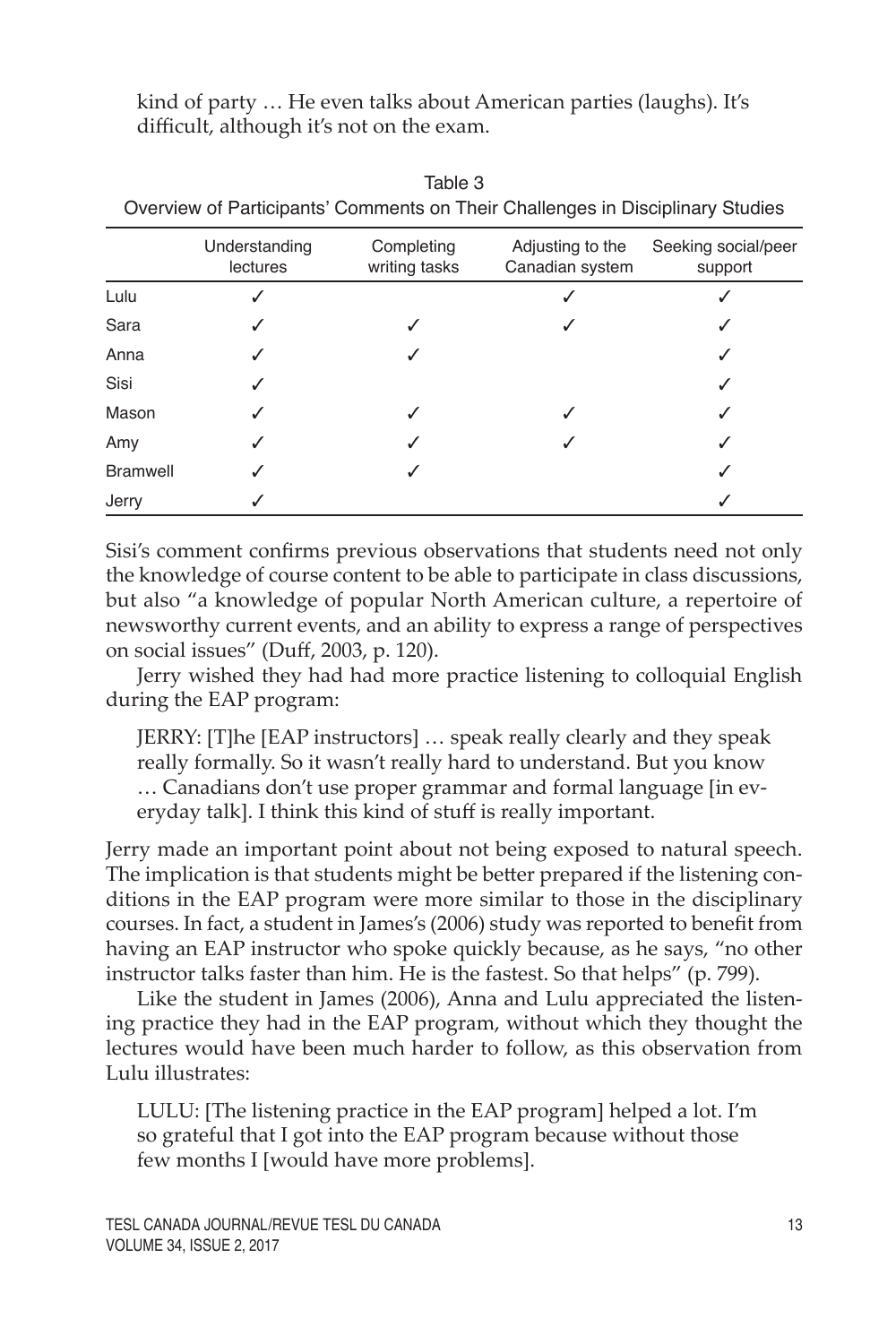kind of party … He even talks about American parties (laughs). It's difficult, although it's not on the exam.

Table 3
Overview of Participants' Comments on Their Challenges in Disciplinary Studies

| | Understanding lectures | Completing writing tasks | Adjusting to the Canadian system | Seeking social/peer support |
|---|---|---|---|---|
| Lulu | ✓ | | ✓ | ✓ |
| Sara | ✓ | ✓ | ✓ | ✓ |
| Anna | ✓ | ✓ | | ✓ |
| Sisi | ✓ | | | ✓ |
| Mason | ✓ | ✓ | ✓ | ✓ |
| Amy | ✓ | ✓ | ✓ | ✓ |
| Bramwell | ✓ | ✓ | | ✓ |
| Jerry | ✓ | | | ✓ |

Sisi's comment confirms previous observations that students need not only the knowledge of course content to be able to participate in class discussions, but also "a knowledge of popular North American culture, a repertoire of newsworthy current events, and an ability to express a range of perspectives on social issues" (Duff, 2003, p. 120).

Jerry wished they had had more practice listening to colloquial English during the EAP program:

> JERRY: [T]he [EAP instructors] … speak really clearly and they speak really formally. So it wasn't really hard to understand. But you know … Canadians don't use proper grammar and formal language [in everyday talk]. I think this kind of stuff is really important.

Jerry made an important point about not being exposed to natural speech. The implication is that students might be better prepared if the listening conditions in the EAP program were more similar to those in the disciplinary courses. In fact, a student in James's (2006) study was reported to benefit from having an EAP instructor who spoke quickly because, as he says, "no other instructor talks faster than him. He is the fastest. So that helps" (p. 799).

Like the student in James (2006), Anna and Lulu appreciated the listening practice they had in the EAP program, without which they thought the lectures would have been much harder to follow, as this observation from Lulu illustrates:

> LULU: [The listening practice in the EAP program] helped a lot. I'm so grateful that I got into the EAP program because without those few months I [would have more problems].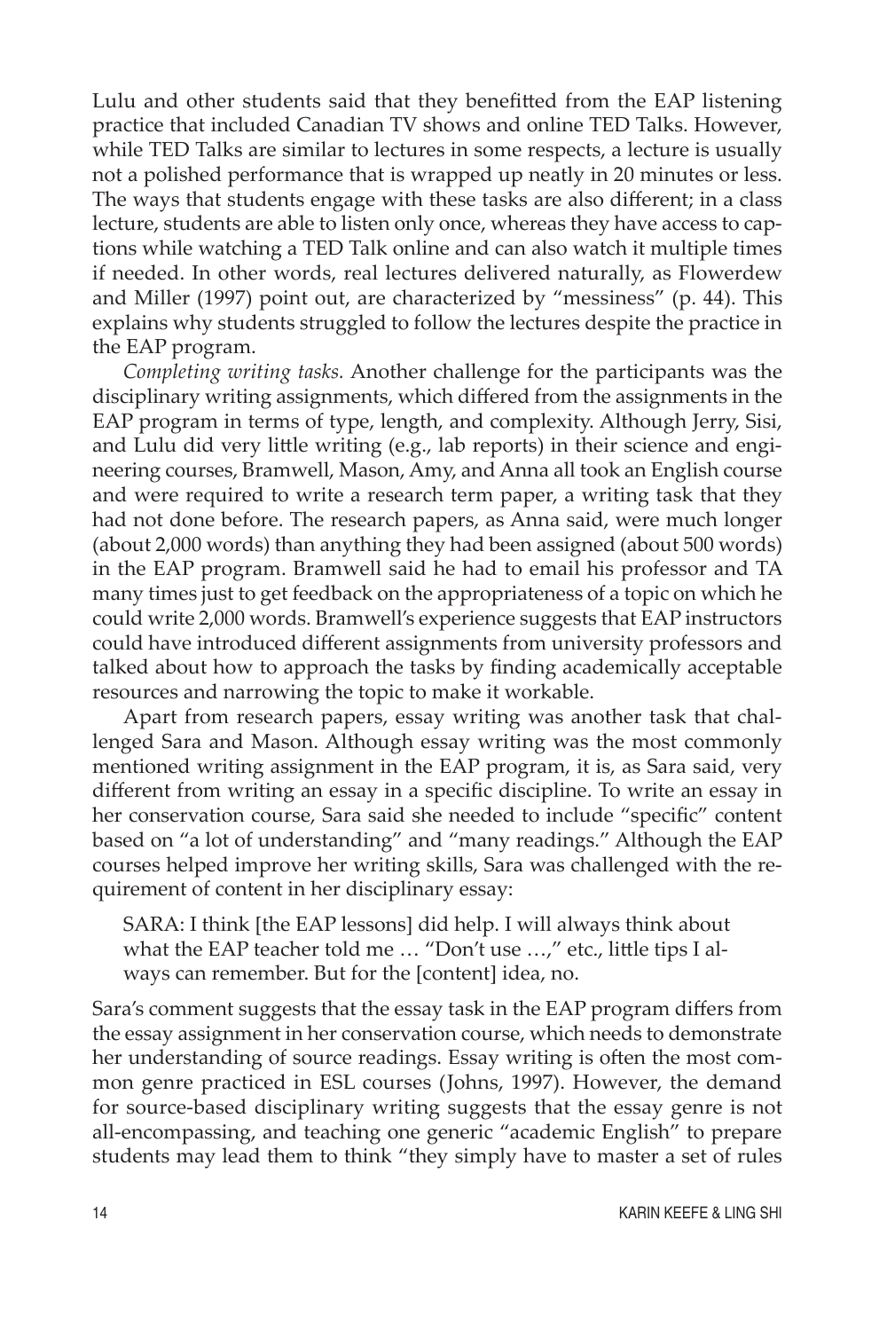Lulu and other students said that they benefitted from the EAP listening practice that included Canadian TV shows and online TED Talks. However, while TED Talks are similar to lectures in some respects, a lecture is usually not a polished performance that is wrapped up neatly in 20 minutes or less. The ways that students engage with these tasks are also different; in a class lecture, students are able to listen only once, whereas they have access to captions while watching a TED Talk online and can also watch it multiple times if needed. In other words, real lectures delivered naturally, as Flowerdew and Miller (1997) point out, are characterized by "messiness" (p. 44). This explains why students struggled to follow the lectures despite the practice in the EAP program.

*Completing writing tasks.* Another challenge for the participants was the disciplinary writing assignments, which differed from the assignments in the EAP program in terms of type, length, and complexity. Although Jerry, Sisi, and Lulu did very little writing (e.g., lab reports) in their science and engineering courses, Bramwell, Mason, Amy, and Anna all took an English course and were required to write a research term paper, a writing task that they had not done before. The research papers, as Anna said, were much longer (about 2,000 words) than anything they had been assigned (about 500 words) in the EAP program. Bramwell said he had to email his professor and TA many times just to get feedback on the appropriateness of a topic on which he could write 2,000 words. Bramwell's experience suggests that EAP instructors could have introduced different assignments from university professors and talked about how to approach the tasks by finding academically acceptable resources and narrowing the topic to make it workable.

Apart from research papers, essay writing was another task that challenged Sara and Mason. Although essay writing was the most commonly mentioned writing assignment in the EAP program, it is, as Sara said, very different from writing an essay in a specific discipline. To write an essay in her conservation course, Sara said she needed to include "specific" content based on "a lot of understanding" and "many readings." Although the EAP courses helped improve her writing skills, Sara was challenged with the requirement of content in her disciplinary essay:

> SARA: I think [the EAP lessons] did help. I will always think about what the EAP teacher told me … "Don't use …," etc., little tips I always can remember. But for the [content] idea, no.

Sara's comment suggests that the essay task in the EAP program differs from the essay assignment in her conservation course, which needs to demonstrate her understanding of source readings. Essay writing is often the most common genre practiced in ESL courses (Johns, 1997). However, the demand for source-based disciplinary writing suggests that the essay genre is not all-encompassing, and teaching one generic "academic English" to prepare students may lead them to think "they simply have to master a set of rules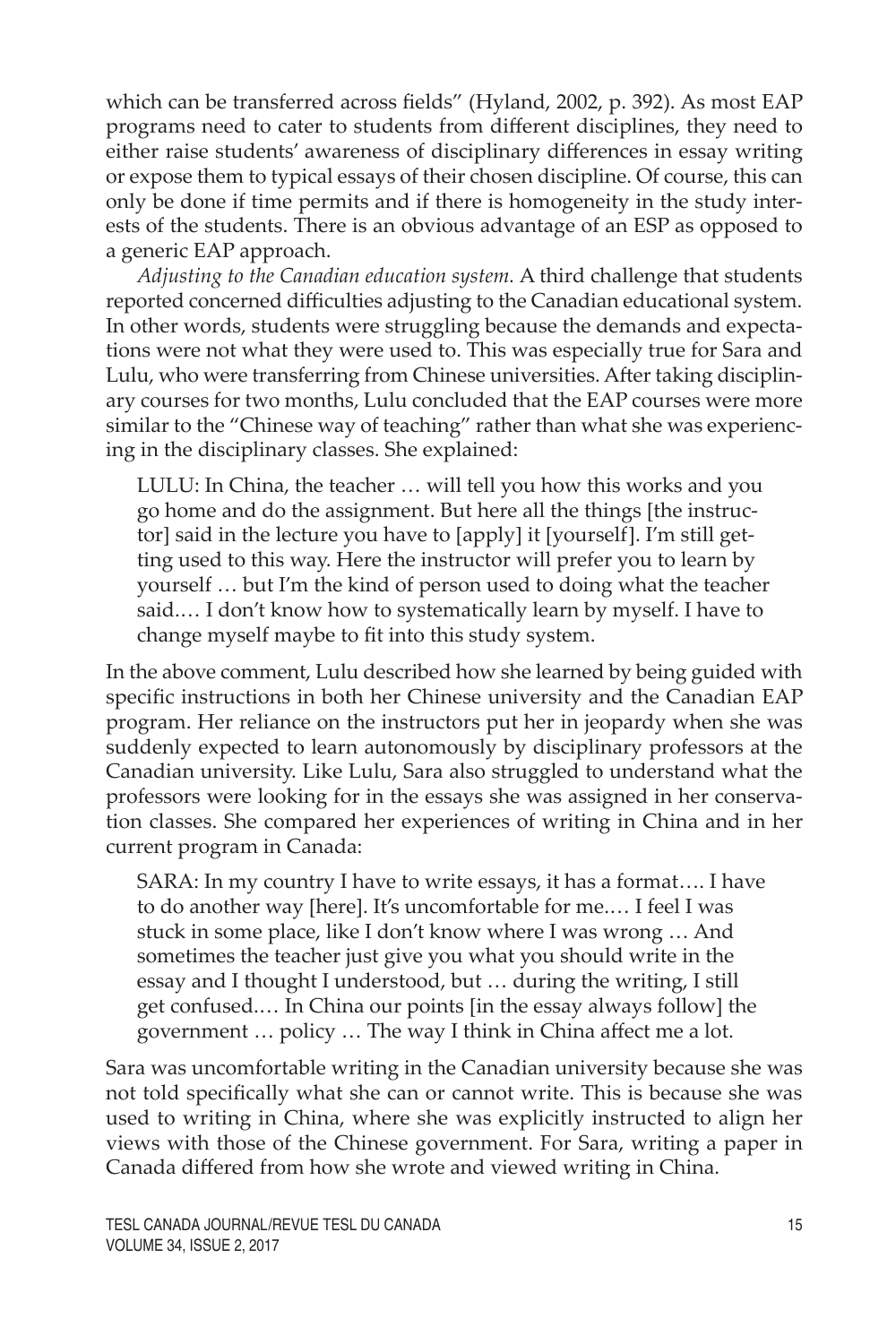which can be transferred across fields" (Hyland, 2002, p. 392). As most EAP programs need to cater to students from different disciplines, they need to either raise students' awareness of disciplinary differences in essay writing or expose them to typical essays of their chosen discipline. Of course, this can only be done if time permits and if there is homogeneity in the study interests of the students. There is an obvious advantage of an ESP as opposed to a generic EAP approach.

*Adjusting to the Canadian education system.* A third challenge that students reported concerned difficulties adjusting to the Canadian educational system. In other words, students were struggling because the demands and expectations were not what they were used to. This was especially true for Sara and Lulu, who were transferring from Chinese universities. After taking disciplinary courses for two months, Lulu concluded that the EAP courses were more similar to the "Chinese way of teaching" rather than what she was experiencing in the disciplinary classes. She explained:

> LULU: In China, the teacher … will tell you how this works and you go home and do the assignment. But here all the things [the instructor] said in the lecture you have to [apply] it [yourself]. I'm still getting used to this way. Here the instructor will prefer you to learn by yourself … but I'm the kind of person used to doing what the teacher said.… I don't know how to systematically learn by myself. I have to change myself maybe to fit into this study system.

In the above comment, Lulu described how she learned by being guided with specific instructions in both her Chinese university and the Canadian EAP program. Her reliance on the instructors put her in jeopardy when she was suddenly expected to learn autonomously by disciplinary professors at the Canadian university. Like Lulu, Sara also struggled to understand what the professors were looking for in the essays she was assigned in her conservation classes. She compared her experiences of writing in China and in her current program in Canada:

> SARA: In my country I have to write essays, it has a format…. I have to do another way [here]. It's uncomfortable for me.… I feel I was stuck in some place, like I don't know where I was wrong … And sometimes the teacher just give you what you should write in the essay and I thought I understood, but … during the writing, I still get confused.… In China our points [in the essay always follow] the government … policy … The way I think in China affect me a lot.

Sara was uncomfortable writing in the Canadian university because she was not told specifically what she can or cannot write. This is because she was used to writing in China, where she was explicitly instructed to align her views with those of the Chinese government. For Sara, writing a paper in Canada differed from how she wrote and viewed writing in China.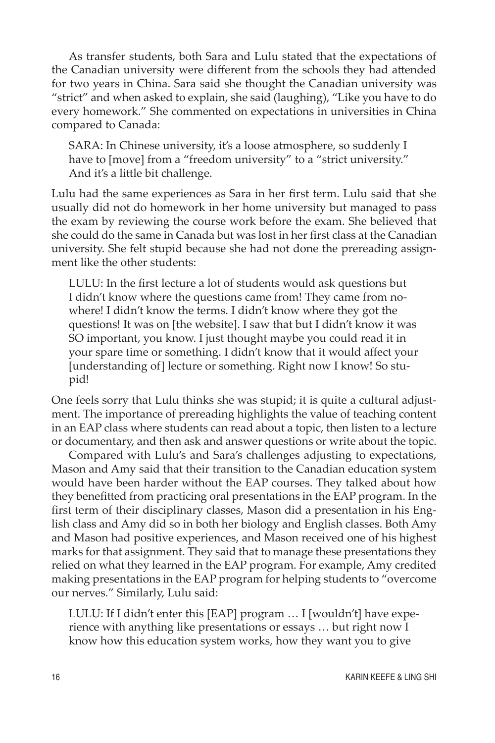As transfer students, both Sara and Lulu stated that the expectations of the Canadian university were different from the schools they had attended for two years in China. Sara said she thought the Canadian university was "strict" and when asked to explain, she said (laughing), "Like you have to do every homework." She commented on expectations in universities in China compared to Canada:

> SARA: In Chinese university, it's a loose atmosphere, so suddenly I have to [move] from a "freedom university" to a "strict university." And it's a little bit challenge.

Lulu had the same experiences as Sara in her first term. Lulu said that she usually did not do homework in her home university but managed to pass the exam by reviewing the course work before the exam. She believed that she could do the same in Canada but was lost in her first class at the Canadian university. She felt stupid because she had not done the prereading assignment like the other students:

> LULU: In the first lecture a lot of students would ask questions but I didn't know where the questions came from! They came from nowhere! I didn't know the terms. I didn't know where they got the questions! It was on [the website]. I saw that but I didn't know it was SO important, you know. I just thought maybe you could read it in your spare time or something. I didn't know that it would affect your [understanding of] lecture or something. Right now I know! So stupid!

One feels sorry that Lulu thinks she was stupid; it is quite a cultural adjustment. The importance of prereading highlights the value of teaching content in an EAP class where students can read about a topic, then listen to a lecture or documentary, and then ask and answer questions or write about the topic.

Compared with Lulu's and Sara's challenges adjusting to expectations, Mason and Amy said that their transition to the Canadian education system would have been harder without the EAP courses. They talked about how they benefitted from practicing oral presentations in the EAP program. In the first term of their disciplinary classes, Mason did a presentation in his English class and Amy did so in both her biology and English classes. Both Amy and Mason had positive experiences, and Mason received one of his highest marks for that assignment. They said that to manage these presentations they relied on what they learned in the EAP program. For example, Amy credited making presentations in the EAP program for helping students to "overcome our nerves." Similarly, Lulu said:

> LULU: If I didn't enter this [EAP] program … I [wouldn't] have experience with anything like presentations or essays … but right now I know how this education system works, how they want you to give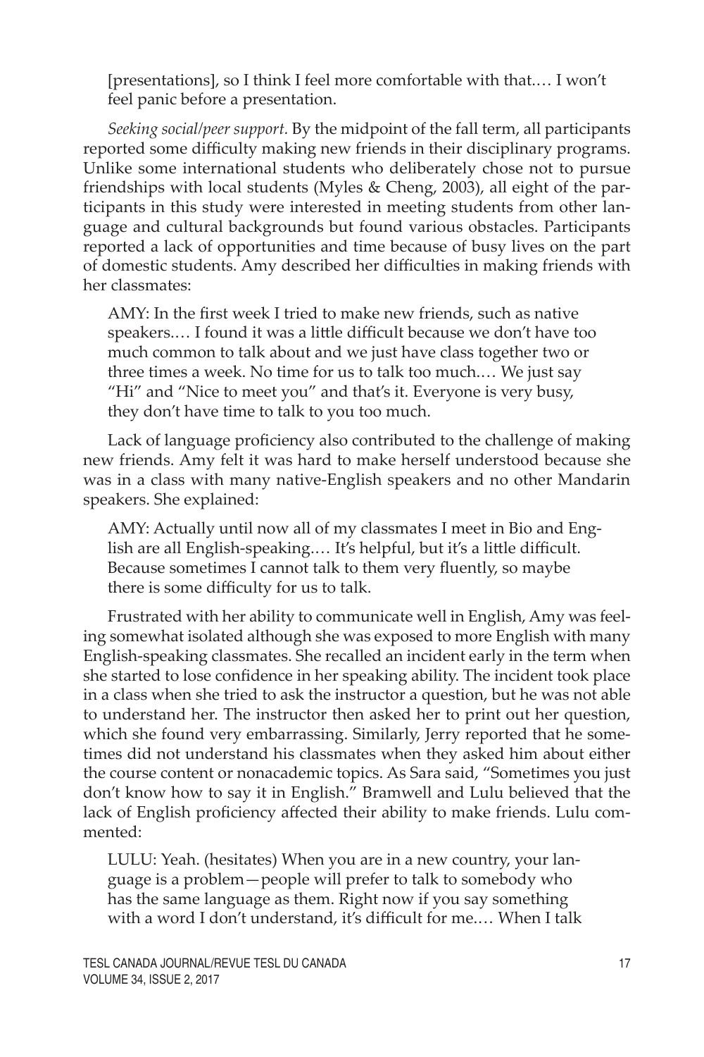[presentations], so I think I feel more comfortable with that.… I won't feel panic before a presentation.

*Seeking social/peer support.* By the midpoint of the fall term, all participants reported some difficulty making new friends in their disciplinary programs. Unlike some international students who deliberately chose not to pursue friendships with local students (Myles & Cheng, 2003), all eight of the participants in this study were interested in meeting students from other language and cultural backgrounds but found various obstacles. Participants reported a lack of opportunities and time because of busy lives on the part of domestic students. Amy described her difficulties in making friends with her classmates:

> AMY: In the first week I tried to make new friends, such as native speakers.… I found it was a little difficult because we don't have too much common to talk about and we just have class together two or three times a week. No time for us to talk too much.… We just say "Hi" and "Nice to meet you" and that's it. Everyone is very busy, they don't have time to talk to you too much.

Lack of language proficiency also contributed to the challenge of making new friends. Amy felt it was hard to make herself understood because she was in a class with many native-English speakers and no other Mandarin speakers. She explained:

> AMY: Actually until now all of my classmates I meet in Bio and English are all English-speaking.… It's helpful, but it's a little difficult. Because sometimes I cannot talk to them very fluently, so maybe there is some difficulty for us to talk.

Frustrated with her ability to communicate well in English, Amy was feeling somewhat isolated although she was exposed to more English with many English-speaking classmates. She recalled an incident early in the term when she started to lose confidence in her speaking ability. The incident took place in a class when she tried to ask the instructor a question, but he was not able to understand her. The instructor then asked her to print out her question, which she found very embarrassing. Similarly, Jerry reported that he sometimes did not understand his classmates when they asked him about either the course content or nonacademic topics. As Sara said, "Sometimes you just don't know how to say it in English." Bramwell and Lulu believed that the lack of English proficiency affected their ability to make friends. Lulu commented:

> LULU: Yeah. (hesitates) When you are in a new country, your language is a problem—people will prefer to talk to somebody who has the same language as them. Right now if you say something with a word I don't understand, it's difficult for me.… When I talk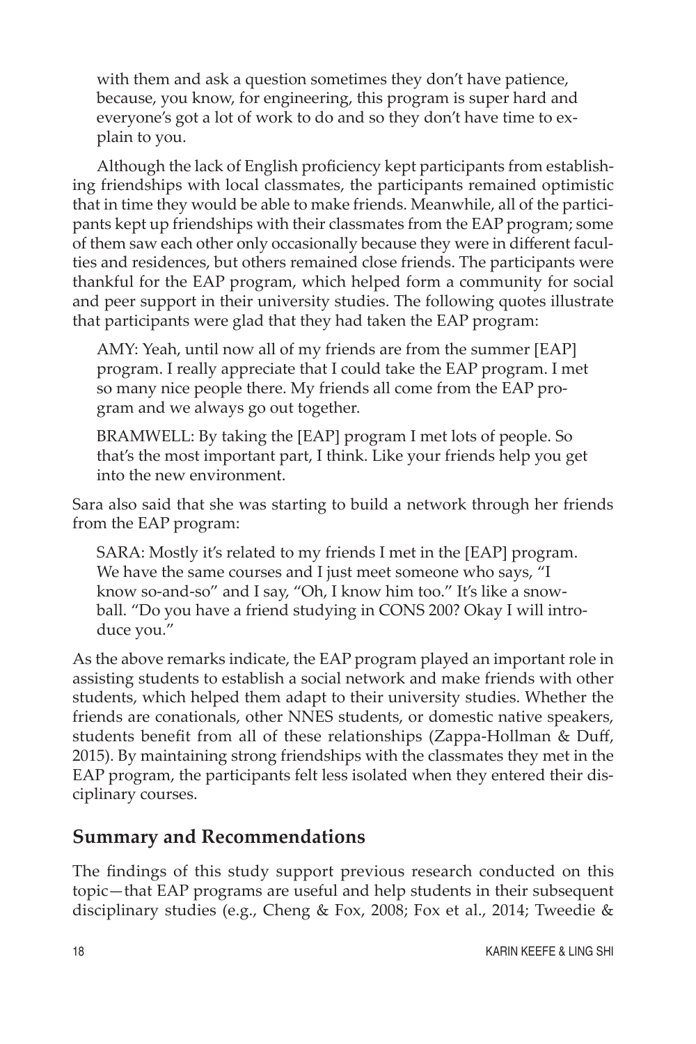with them and ask a question sometimes they don't have patience, because, you know, for engineering, this program is super hard and everyone's got a lot of work to do and so they don't have time to explain to you.

Although the lack of English proficiency kept participants from establishing friendships with local classmates, the participants remained optimistic that in time they would be able to make friends. Meanwhile, all of the participants kept up friendships with their classmates from the EAP program; some of them saw each other only occasionally because they were in different faculties and residences, but others remained close friends. The participants were thankful for the EAP program, which helped form a community for social and peer support in their university studies. The following quotes illustrate that participants were glad that they had taken the EAP program:

> AMY: Yeah, until now all of my friends are from the summer [EAP] program. I really appreciate that I could take the EAP program. I met so many nice people there. My friends all come from the EAP program and we always go out together.
>
> BRAMWELL: By taking the [EAP] program I met lots of people. So that's the most important part, I think. Like your friends help you get into the new environment.

Sara also said that she was starting to build a network through her friends from the EAP program:

> SARA: Mostly it's related to my friends I met in the [EAP] program. We have the same courses and I just meet someone who says, "I know so-and-so" and I say, "Oh, I know him too." It's like a snowball. "Do you have a friend studying in CONS 200? Okay I will introduce you."

As the above remarks indicate, the EAP program played an important role in assisting students to establish a social network and make friends with other students, which helped them adapt to their university studies. Whether the friends are conationals, other NNES students, or domestic native speakers, students benefit from all of these relationships (Zappa-Hollman & Duff, 2015). By maintaining strong friendships with the classmates they met in the EAP program, the participants felt less isolated when they entered their disciplinary courses.

## Summary and Recommendations

The findings of this study support previous research conducted on this topic—that EAP programs are useful and help students in their subsequent disciplinary studies (e.g., Cheng & Fox, 2008; Fox et al., 2014; Tweedie &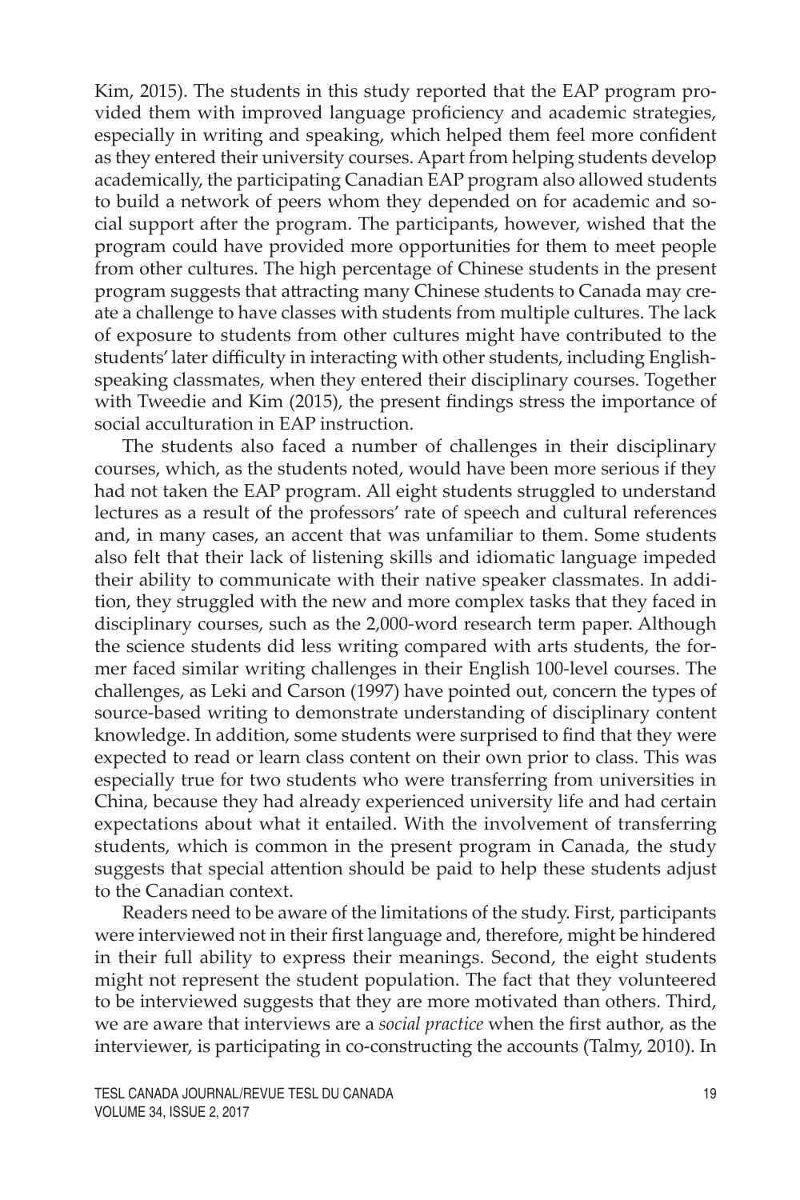Kim, 2015). The students in this study reported that the EAP program provided them with improved language proficiency and academic strategies, especially in writing and speaking, which helped them feel more confident as they entered their university courses. Apart from helping students develop academically, the participating Canadian EAP program also allowed students to build a network of peers whom they depended on for academic and social support after the program. The participants, however, wished that the program could have provided more opportunities for them to meet people from other cultures. The high percentage of Chinese students in the present program suggests that attracting many Chinese students to Canada may create a challenge to have classes with students from multiple cultures. The lack of exposure to students from other cultures might have contributed to the students' later difficulty in interacting with other students, including English-speaking classmates, when they entered their disciplinary courses. Together with Tweedie and Kim (2015), the present findings stress the importance of social acculturation in EAP instruction.

The students also faced a number of challenges in their disciplinary courses, which, as the students noted, would have been more serious if they had not taken the EAP program. All eight students struggled to understand lectures as a result of the professors' rate of speech and cultural references and, in many cases, an accent that was unfamiliar to them. Some students also felt that their lack of listening skills and idiomatic language impeded their ability to communicate with their native speaker classmates. In addition, they struggled with the new and more complex tasks that they faced in disciplinary courses, such as the 2,000-word research term paper. Although the science students did less writing compared with arts students, the former faced similar writing challenges in their English 100-level courses. The challenges, as Leki and Carson (1997) have pointed out, concern the types of source-based writing to demonstrate understanding of disciplinary content knowledge. In addition, some students were surprised to find that they were expected to read or learn class content on their own prior to class. This was especially true for two students who were transferring from universities in China, because they had already experienced university life and had certain expectations about what it entailed. With the involvement of transferring students, which is common in the present program in Canada, the study suggests that special attention should be paid to help these students adjust to the Canadian context.

Readers need to be aware of the limitations of the study. First, participants were interviewed not in their first language and, therefore, might be hindered in their full ability to express their meanings. Second, the eight students might not represent the student population. The fact that they volunteered to be interviewed suggests that they are more motivated than others. Third, we are aware that interviews are a *social practice* when the first author, as the interviewer, is participating in co-constructing the accounts (Talmy, 2010). In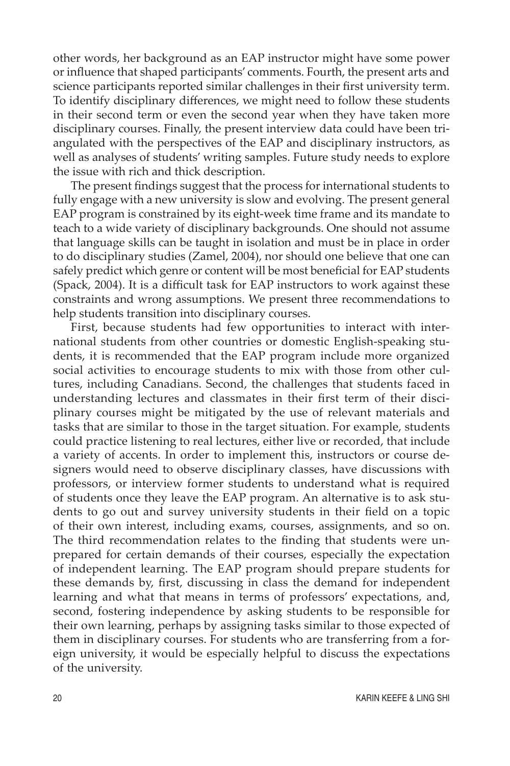other words, her background as an EAP instructor might have some power or influence that shaped participants' comments. Fourth, the present arts and science participants reported similar challenges in their first university term. To identify disciplinary differences, we might need to follow these students in their second term or even the second year when they have taken more disciplinary courses. Finally, the present interview data could have been triangulated with the perspectives of the EAP and disciplinary instructors, as well as analyses of students' writing samples. Future study needs to explore the issue with rich and thick description.

The present findings suggest that the process for international students to fully engage with a new university is slow and evolving. The present general EAP program is constrained by its eight-week time frame and its mandate to teach to a wide variety of disciplinary backgrounds. One should not assume that language skills can be taught in isolation and must be in place in order to do disciplinary studies (Zamel, 2004), nor should one believe that one can safely predict which genre or content will be most beneficial for EAP students (Spack, 2004). It is a difficult task for EAP instructors to work against these constraints and wrong assumptions. We present three recommendations to help students transition into disciplinary courses.

First, because students had few opportunities to interact with international students from other countries or domestic English-speaking students, it is recommended that the EAP program include more organized social activities to encourage students to mix with those from other cultures, including Canadians. Second, the challenges that students faced in understanding lectures and classmates in their first term of their disciplinary courses might be mitigated by the use of relevant materials and tasks that are similar to those in the target situation. For example, students could practice listening to real lectures, either live or recorded, that include a variety of accents. In order to implement this, instructors or course designers would need to observe disciplinary classes, have discussions with professors, or interview former students to understand what is required of students once they leave the EAP program. An alternative is to ask students to go out and survey university students in their field on a topic of their own interest, including exams, courses, assignments, and so on. The third recommendation relates to the finding that students were unprepared for certain demands of their courses, especially the expectation of independent learning. The EAP program should prepare students for these demands by, first, discussing in class the demand for independent learning and what that means in terms of professors' expectations, and, second, fostering independence by asking students to be responsible for their own learning, perhaps by assigning tasks similar to those expected of them in disciplinary courses. For students who are transferring from a foreign university, it would be especially helpful to discuss the expectations of the university.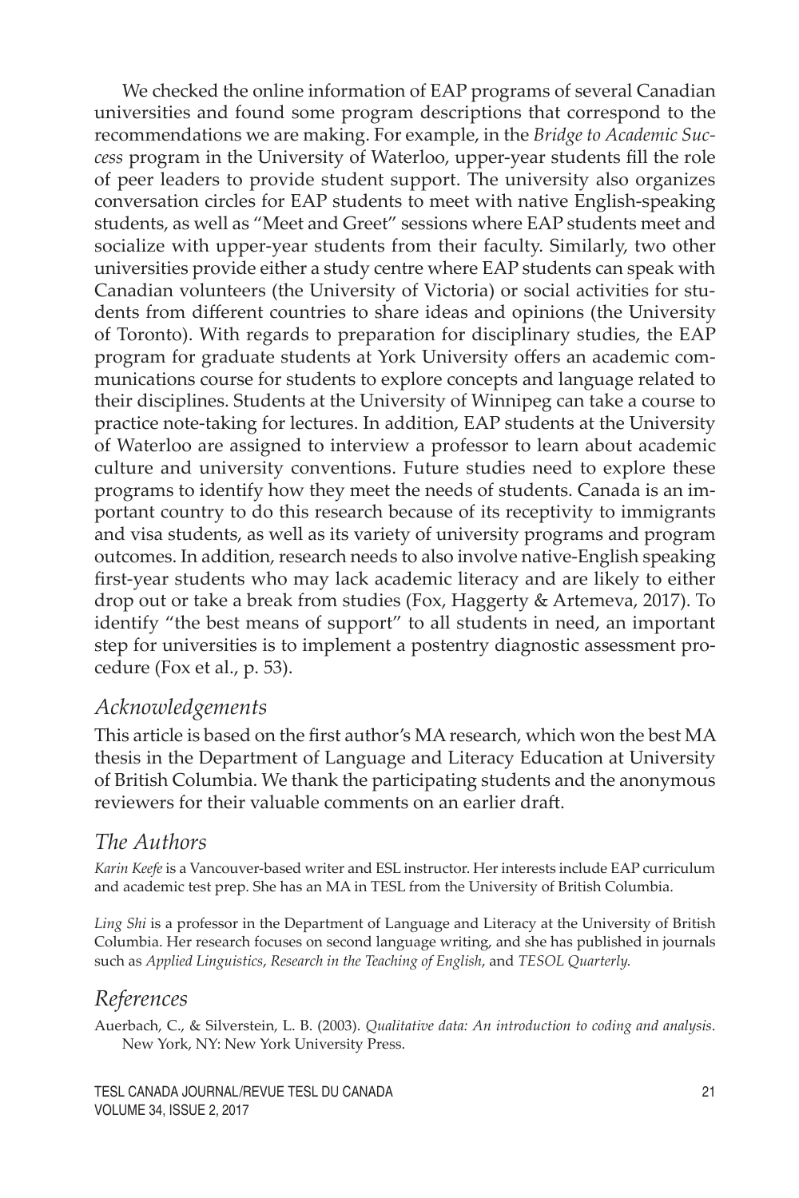We checked the online information of EAP programs of several Canadian universities and found some program descriptions that correspond to the recommendations we are making. For example, in the *Bridge to Academic Success* program in the University of Waterloo, upper-year students fill the role of peer leaders to provide student support. The university also organizes conversation circles for EAP students to meet with native English-speaking students, as well as "Meet and Greet" sessions where EAP students meet and socialize with upper-year students from their faculty. Similarly, two other universities provide either a study centre where EAP students can speak with Canadian volunteers (the University of Victoria) or social activities for students from different countries to share ideas and opinions (the University of Toronto). With regards to preparation for disciplinary studies, the EAP program for graduate students at York University offers an academic communications course for students to explore concepts and language related to their disciplines. Students at the University of Winnipeg can take a course to practice note-taking for lectures. In addition, EAP students at the University of Waterloo are assigned to interview a professor to learn about academic culture and university conventions. Future studies need to explore these programs to identify how they meet the needs of students. Canada is an important country to do this research because of its receptivity to immigrants and visa students, as well as its variety of university programs and program outcomes. In addition, research needs to also involve native-English speaking first-year students who may lack academic literacy and are likely to either drop out or take a break from studies (Fox, Haggerty & Artemeva, 2017). To identify "the best means of support" to all students in need, an important step for universities is to implement a postentry diagnostic assessment procedure (Fox et al., p. 53).

## *Acknowledgements*

This article is based on the first author's MA research, which won the best MA thesis in the Department of Language and Literacy Education at University of British Columbia. We thank the participating students and the anonymous reviewers for their valuable comments on an earlier draft.

## *The Authors*

*Karin Keefe* is a Vancouver-based writer and ESL instructor. Her interests include EAP curriculum and academic test prep. She has an MA in TESL from the University of British Columbia.

*Ling Shi* is a professor in the Department of Language and Literacy at the University of British Columbia. Her research focuses on second language writing, and she has published in journals such as *Applied Linguistics*, *Research in the Teaching of English*, and *TESOL Quarterly.*

## *References*

Auerbach, C., & Silverstein, L. B. (2003). *Qualitative data: An introduction to coding and analysis*. New York, NY: New York University Press.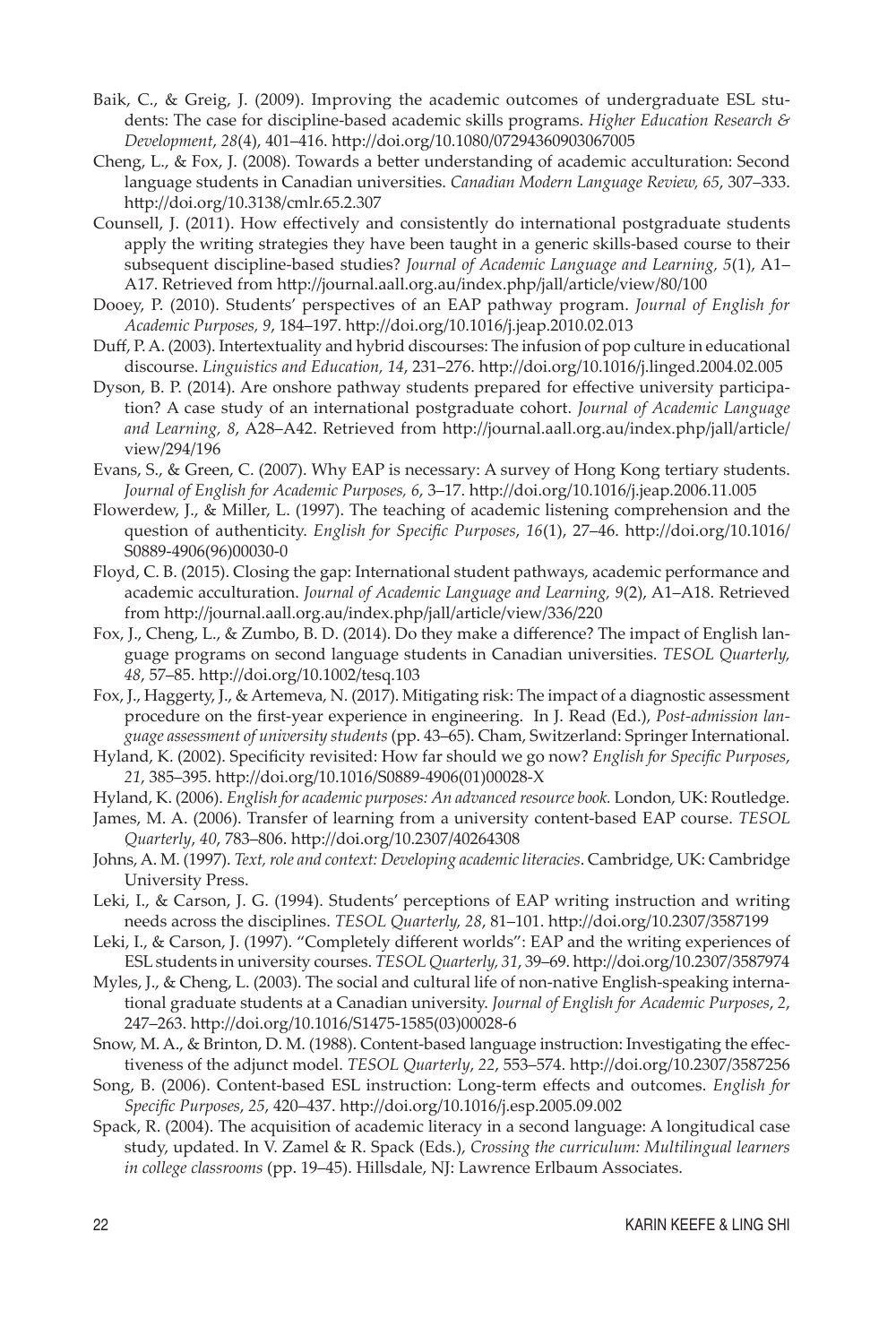Baik, C., & Greig, J. (2009). Improving the academic outcomes of undergraduate ESL students: The case for discipline-based academic skills programs. *Higher Education Research & Development*, *28*(4), 401–416. http://doi.org/10.1080/07294360903067005

Cheng, L., & Fox, J. (2008). Towards a better understanding of academic acculturation: Second language students in Canadian universities. *Canadian Modern Language Review, 65*, 307–333. http://doi.org/10.3138/cmlr.65.2.307

Counsell, J. (2011). How effectively and consistently do international postgraduate students apply the writing strategies they have been taught in a generic skills-based course to their subsequent discipline-based studies? *Journal of Academic Language and Learning, 5*(1), A1–A17. Retrieved from http://journal.aall.org.au/index.php/jall/article/view/80/100

Dooey, P. (2010). Students' perspectives of an EAP pathway program. *Journal of English for Academic Purposes, 9*, 184–197. http://doi.org/10.1016/j.jeap.2010.02.013

Duff, P. A. (2003). Intertextuality and hybrid discourses: The infusion of pop culture in educational discourse. *Linguistics and Education, 14*, 231–276. http://doi.org/10.1016/j.linged.2004.02.005

Dyson, B. P. (2014). Are onshore pathway students prepared for effective university participation? A case study of an international postgraduate cohort. *Journal of Academic Language and Learning, 8*, A28–A42. Retrieved from http://journal.aall.org.au/index.php/jall/article/view/294/196

Evans, S., & Green, C. (2007). Why EAP is necessary: A survey of Hong Kong tertiary students. *Journal of English for Academic Purposes, 6*, 3–17. http://doi.org/10.1016/j.jeap.2006.11.005

Flowerdew, J., & Miller, L. (1997). The teaching of academic listening comprehension and the question of authenticity. *English for Specific Purposes*, *16*(1), 27–46. http://doi.org/10.1016/S0889-4906(96)00030-0

Floyd, C. B. (2015). Closing the gap: International student pathways, academic performance and academic acculturation. *Journal of Academic Language and Learning, 9*(2), A1–A18. Retrieved from http://journal.aall.org.au/index.php/jall/article/view/336/220

Fox, J., Cheng, L., & Zumbo, B. D. (2014). Do they make a difference? The impact of English language programs on second language students in Canadian universities. *TESOL Quarterly, 48*, 57–85. http://doi.org/10.1002/tesq.103

Fox, J., Haggerty, J., & Artemeva, N. (2017). Mitigating risk: The impact of a diagnostic assessment procedure on the first-year experience in engineering. In J. Read (Ed.), *Post-admission language assessment of university students* (pp. 43–65). Cham, Switzerland: Springer International.

Hyland, K. (2002). Specificity revisited: How far should we go now? *English for Specific Purposes*, *21*, 385–395. http://doi.org/10.1016/S0889-4906(01)00028-X

Hyland, K. (2006). *English for academic purposes: An advanced resource book.* London, UK: Routledge.

James, M. A. (2006). Transfer of learning from a university content-based EAP course. *TESOL Quarterly*, *40*, 783–806. http://doi.org/10.2307/40264308

Johns, A. M. (1997). *Text, role and context: Developing academic literacies*. Cambridge, UK: Cambridge University Press.

Leki, I., & Carson, J. G. (1994). Students' perceptions of EAP writing instruction and writing needs across the disciplines. *TESOL Quarterly, 28*, 81–101. http://doi.org/10.2307/3587199

Leki, I., & Carson, J. (1997). "Completely different worlds": EAP and the writing experiences of ESL students in university courses. *TESOL Quarterly, 31*, 39–69. http://doi.org/10.2307/3587974

Myles, J., & Cheng, L. (2003). The social and cultural life of non-native English-speaking international graduate students at a Canadian university. *Journal of English for Academic Purposes*, *2*, 247–263. http://doi.org/10.1016/S1475-1585(03)00028-6

Snow, M. A., & Brinton, D. M. (1988). Content-based language instruction: Investigating the effectiveness of the adjunct model. *TESOL Quarterly*, *22*, 553–574. http://doi.org/10.2307/3587256

Song, B. (2006). Content-based ESL instruction: Long-term effects and outcomes. *English for Specific Purposes*, *25*, 420–437. http://doi.org/10.1016/j.esp.2005.09.002

Spack, R. (2004). The acquisition of academic literacy in a second language: A longitudical case study, updated. In V. Zamel & R. Spack (Eds.), *Crossing the curriculum: Multilingual learners in college classrooms* (pp. 19–45). Hillsdale, NJ: Lawrence Erlbaum Associates.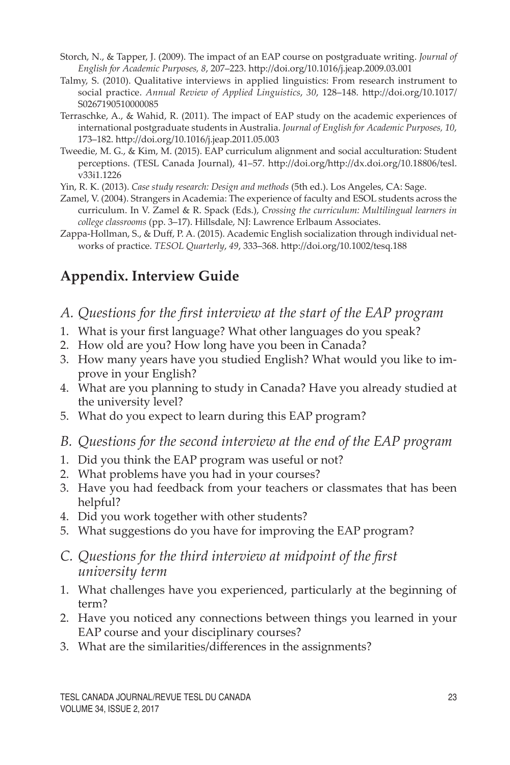Storch, N., & Tapper, J. (2009). The impact of an EAP course on postgraduate writing. *Journal of English for Academic Purposes, 8*, 207–223. http://doi.org/10.1016/j.jeap.2009.03.001

Talmy, S. (2010). Qualitative interviews in applied linguistics: From research instrument to social practice. *Annual Review of Applied Linguistics*, *30*, 128–148. http://doi.org/10.1017/S0267190510000085

Terraschke, A., & Wahid, R. (2011). The impact of EAP study on the academic experiences of international postgraduate students in Australia. *Journal of English for Academic Purposes, 10*, 173–182. http://doi.org/10.1016/j.jeap.2011.05.003

Tweedie, M. G., & Kim, M. (2015). EAP curriculum alignment and social acculturation: Student perceptions. (TESL Canada Journal), 41–57. http://doi.org/http://dx.doi.org/10.18806/tesl.v33i1.1226

Yin, R. K. (2013). *Case study research: Design and methods* (5th ed.). Los Angeles, CA: Sage.

Zamel, V. (2004). Strangers in Academia: The experience of faculty and ESOL students across the curriculum. In V. Zamel & R. Spack (Eds.), *Crossing the curriculum: Multilingual learners in college classrooms* (pp. 3–17). Hillsdale, NJ: Lawrence Erlbaum Associates.

Zappa-Hollman, S., & Duff, P. A. (2015). Academic English socialization through individual networks of practice. *TESOL Quarterly*, *49*, 333–368. http://doi.org/10.1002/tesq.188

## Appendix. Interview Guide

### *A. Questions for the first interview at the start of the EAP program*

1. What is your first language? What other languages do you speak?
2. How old are you? How long have you been in Canada?
3. How many years have you studied English? What would you like to improve in your English?
4. What are you planning to study in Canada? Have you already studied at the university level?
5. What do you expect to learn during this EAP program?

### *B. Questions for the second interview at the end of the EAP program*

1. Did you think the EAP program was useful or not?
2. What problems have you had in your courses?
3. Have you had feedback from your teachers or classmates that has been helpful?
4. Did you work together with other students?
5. What suggestions do you have for improving the EAP program?

### *C. Questions for the third interview at midpoint of the first university term*

1. What challenges have you experienced, particularly at the beginning of term?
2. Have you noticed any connections between things you learned in your EAP course and your disciplinary courses?
3. What are the similarities/differences in the assignments?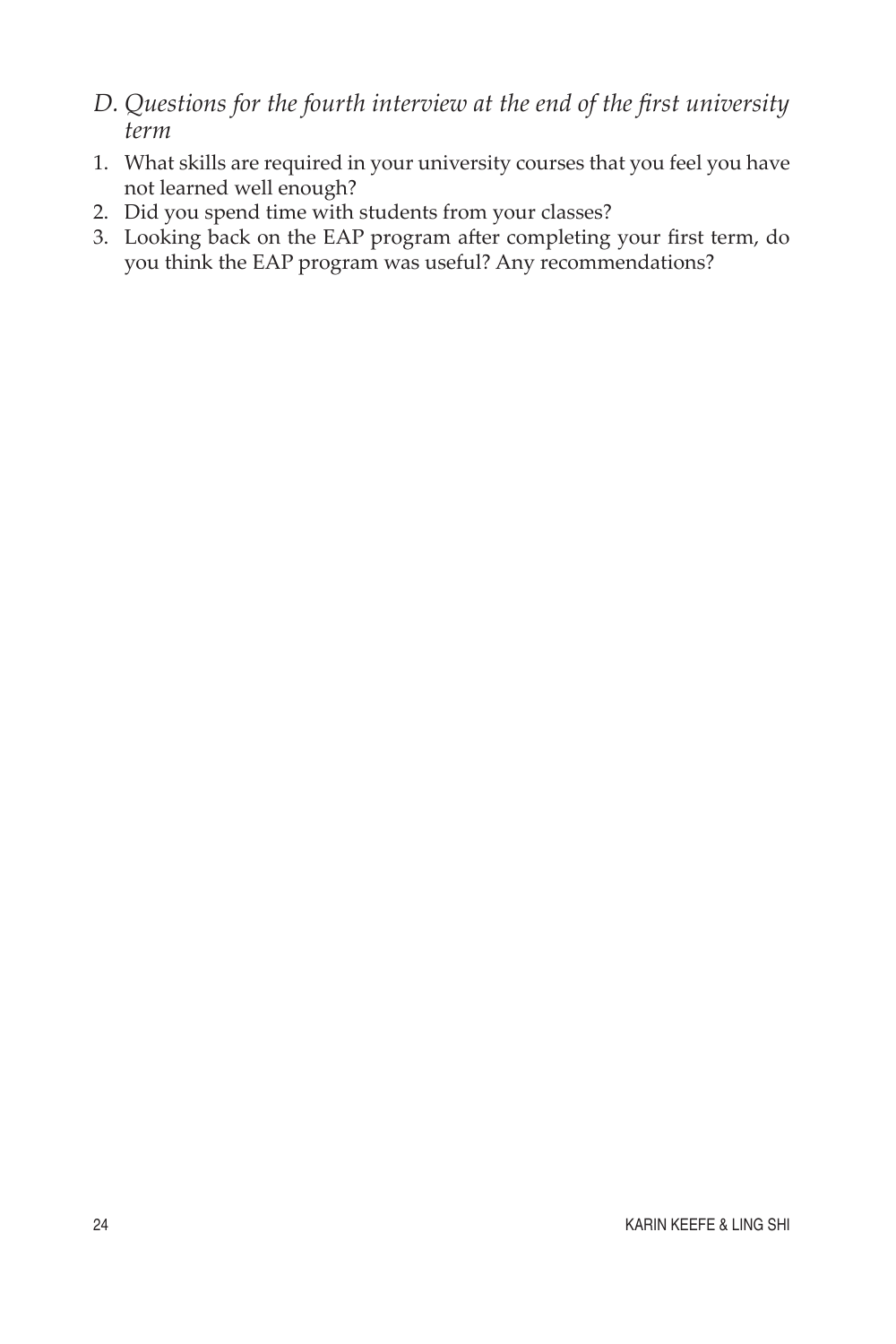*D. Questions for the fourth interview at the end of the first university term*

1. What skills are required in your university courses that you feel you have not learned well enough?
2. Did you spend time with students from your classes?
3. Looking back on the EAP program after completing your first term, do you think the EAP program was useful? Any recommendations?